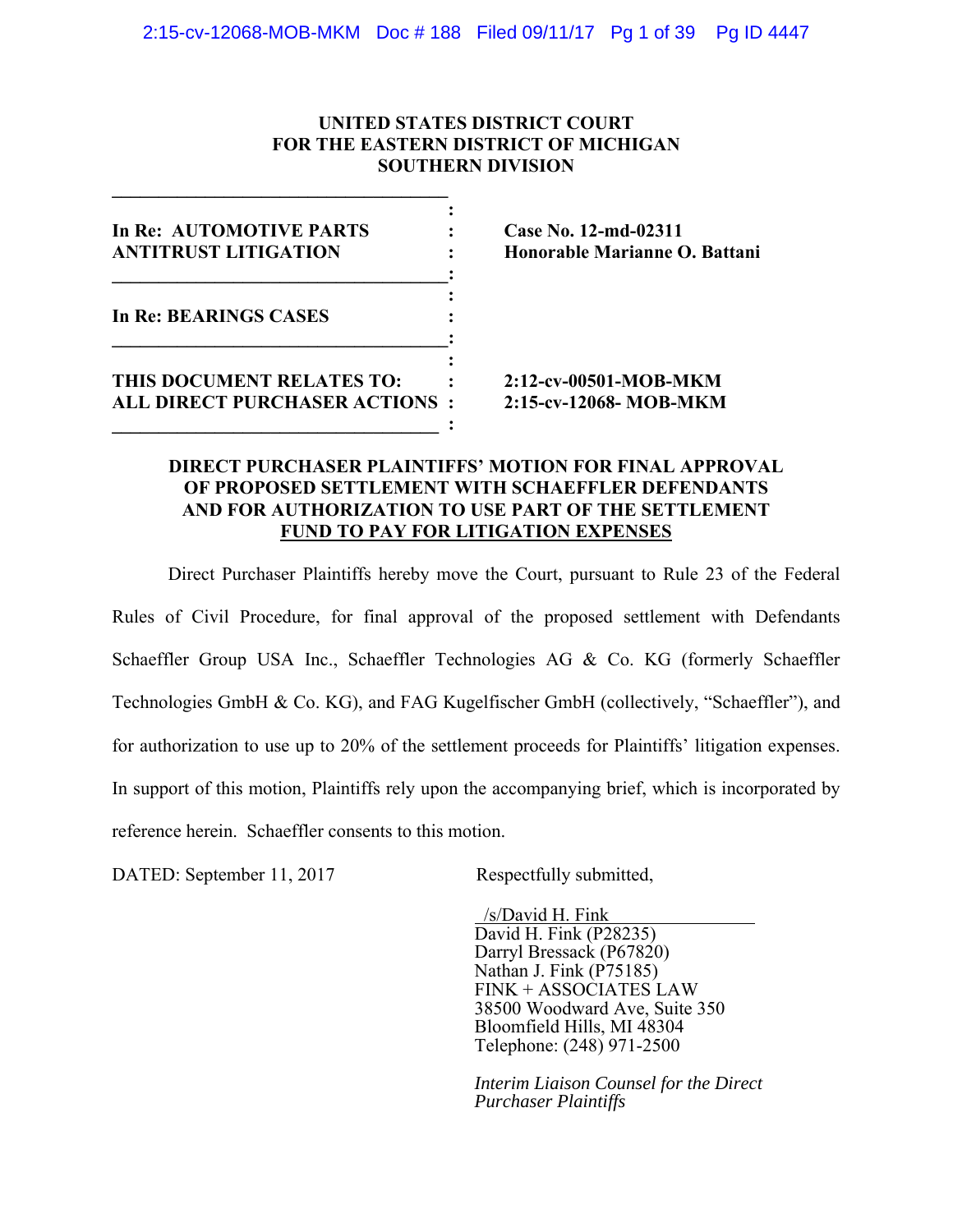**UNITED STATES DISTRICT COURT**
**FOR THE EASTERN DISTRICT OF MICHIGAN**
**SOUTHERN DIVISION**

| | |
|---|---|
| **In Re: AUTOMOTIVE PARTS ANTITRUST LITIGATION** | **Case No. 12-md-02311** **Honorable Marianne O. Battani** |
| **In Re: BEARINGS CASES** | |
| **THIS DOCUMENT RELATES TO: ALL DIRECT PURCHASER ACTIONS** | **2:12-cv-00501-MOB-MKM** **2:15-cv-12068- MOB-MKM** |

**DIRECT PURCHASER PLAINTIFFS' MOTION FOR FINAL APPROVAL OF PROPOSED SETTLEMENT WITH SCHAEFFLER DEFENDANTS AND FOR AUTHORIZATION TO USE PART OF THE SETTLEMENT FUND TO PAY FOR LITIGATION EXPENSES**

Direct Purchaser Plaintiffs hereby move the Court, pursuant to Rule 23 of the Federal Rules of Civil Procedure, for final approval of the proposed settlement with Defendants Schaeffler Group USA Inc., Schaeffler Technologies AG & Co. KG (formerly Schaeffler Technologies GmbH & Co. KG), and FAG Kugelfischer GmbH (collectively, "Schaeffler"), and for authorization to use up to 20% of the settlement proceeds for Plaintiffs' litigation expenses. In support of this motion, Plaintiffs rely upon the accompanying brief, which is incorporated by reference herein. Schaeffler consents to this motion.

DATED: September 11, 2017

Respectfully submitted,

/s/David H. Fink
David H. Fink (P28235)
Darryl Bressack (P67820)
Nathan J. Fink (P75185)
FINK + ASSOCIATES LAW
38500 Woodward Ave, Suite 350
Bloomfield Hills, MI 48304
Telephone: (248) 971-2500

*Interim Liaison Counsel for the Direct Purchaser Plaintiffs*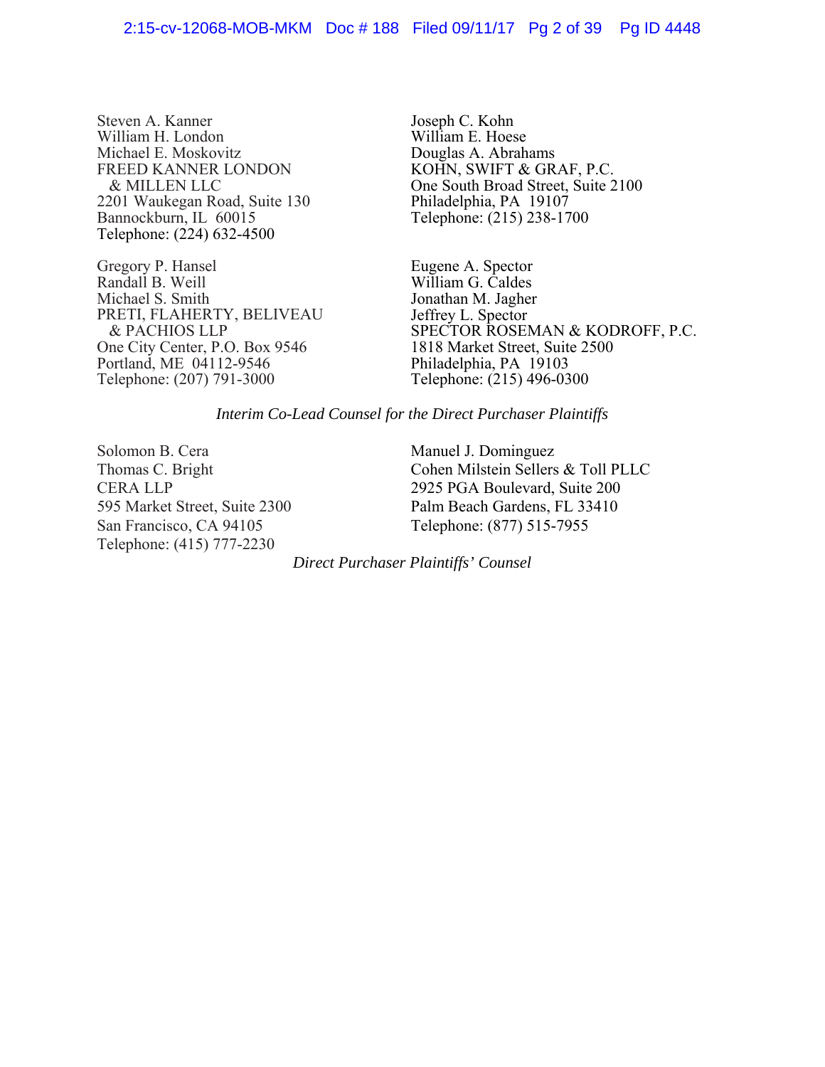Steven A. Kanner
William H. London
Michael E. Moskovitz
FREED KANNER LONDON
& MILLEN LLC
2201 Waukegan Road, Suite 130
Bannockburn, IL 60015
Telephone: (224) 632-4500

Joseph C. Kohn
William E. Hoese
Douglas A. Abrahams
KOHN, SWIFT & GRAF, P.C.
One South Broad Street, Suite 2100
Philadelphia, PA 19107
Telephone: (215) 238-1700

Gregory P. Hansel
Randall B. Weill
Michael S. Smith
PRETI, FLAHERTY, BELIVEAU
& PACHIOS LLP
One City Center, P.O. Box 9546
Portland, ME 04112-9546
Telephone: (207) 791-3000

Eugene A. Spector
William G. Caldes
Jonathan M. Jagher
Jeffrey L. Spector
SPECTOR ROSEMAN & KODROFF, P.C.
1818 Market Street, Suite 2500
Philadelphia, PA 19103
Telephone: (215) 496-0300

*Interim Co-Lead Counsel for the Direct Purchaser Plaintiffs*

Solomon B. Cera
Thomas C. Bright
CERA LLP
595 Market Street, Suite 2300
San Francisco, CA 94105
Telephone: (415) 777-2230

Manuel J. Dominguez
Cohen Milstein Sellers & Toll PLLC
2925 PGA Boulevard, Suite 200
Palm Beach Gardens, FL 33410
Telephone: (877) 515-7955

*Direct Purchaser Plaintiffs' Counsel*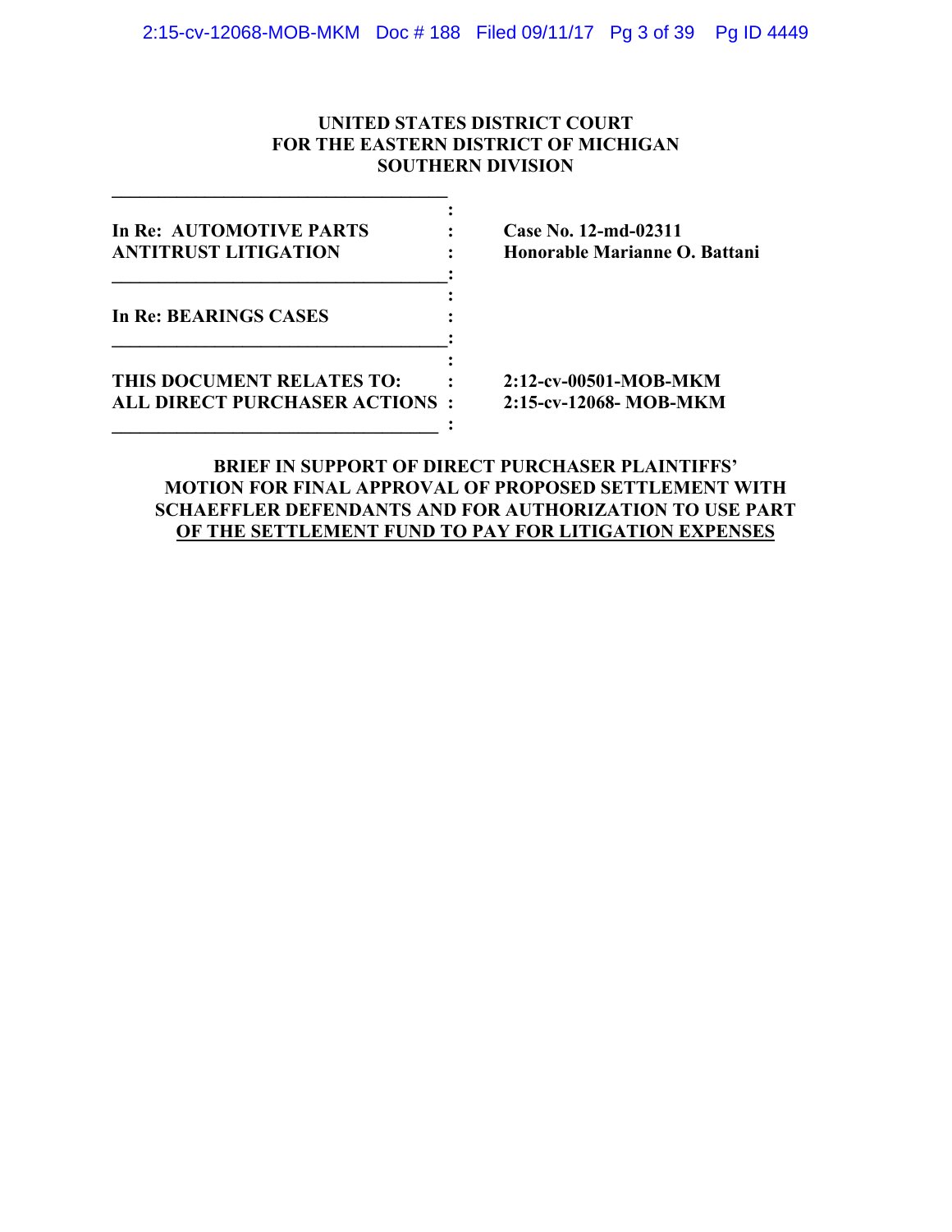**UNITED STATES DISTRICT COURT**
**FOR THE EASTERN DISTRICT OF MICHIGAN**
**SOUTHERN DIVISION**

| | |
|---|---|
| **In Re: AUTOMOTIVE PARTS ANTITRUST LITIGATION** | **Case No. 12-md-02311**<br>**Honorable Marianne O. Battani** |
| **In Re: BEARINGS CASES** | |
| **THIS DOCUMENT RELATES TO: ALL DIRECT PURCHASER ACTIONS** | **2:12-cv-00501-MOB-MKM**<br>**2:15-cv-12068- MOB-MKM** |

**BRIEF IN SUPPORT OF DIRECT PURCHASER PLAINTIFFS' MOTION FOR FINAL APPROVAL OF PROPOSED SETTLEMENT WITH SCHAEFFLER DEFENDANTS AND FOR AUTHORIZATION TO USE PART OF THE SETTLEMENT FUND TO PAY FOR LITIGATION EXPENSES**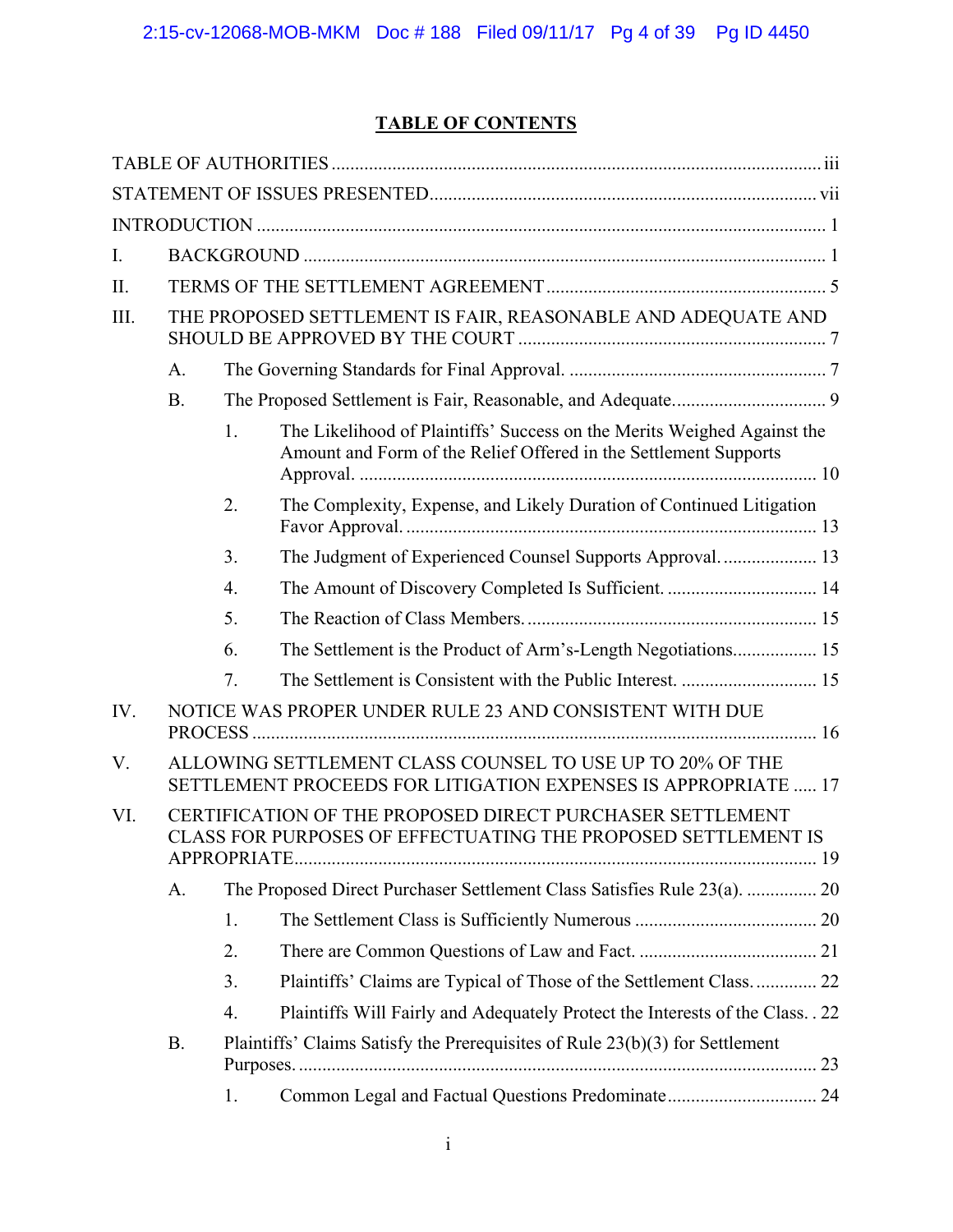# TABLE OF CONTENTS

TABLE OF AUTHORITIES ........................................................................................................ iii

STATEMENT OF ISSUES PRESENTED.................................................................................. vii

INTRODUCTION ......................................................................................................................... 1

I. BACKGROUND ............................................................................................................... 1

II. TERMS OF THE SETTLEMENT AGREEMENT ........................................................... 5

III. THE PROPOSED SETTLEMENT IS FAIR, REASONABLE AND ADEQUATE AND SHOULD BE APPROVED BY THE COURT ................................................................. 7

- A. The Governing Standards for Final Approval. ....................................................... 7
- B. The Proposed Settlement is Fair, Reasonable, and Adequate................................. 9
  1. The Likelihood of Plaintiffs' Success on the Merits Weighed Against the Amount and Form of the Relief Offered in the Settlement Supports Approval. .................................................................................................. 10
  2. The Complexity, Expense, and Likely Duration of Continued Litigation Favor Approval. ....................................................................................... 13
  3. The Judgment of Experienced Counsel Supports Approval. .................... 13
  4. The Amount of Discovery Completed Is Sufficient. ................................ 14
  5. The Reaction of Class Members. .............................................................. 15
  6. The Settlement is the Product of Arm's-Length Negotiations.................. 15
  7. The Settlement is Consistent with the Public Interest. ............................. 15

IV. NOTICE WAS PROPER UNDER RULE 23 AND CONSISTENT WITH DUE PROCESS ........................................................................................................................ 16

V. ALLOWING SETTLEMENT CLASS COUNSEL TO USE UP TO 20% OF THE SETTLEMENT PROCEEDS FOR LITIGATION EXPENSES IS APPROPRIATE ..... 17

VI. CERTIFICATION OF THE PROPOSED DIRECT PURCHASER SETTLEMENT CLASS FOR PURPOSES OF EFFECTUATING THE PROPOSED SETTLEMENT IS APPROPRIATE............................................................................................................... 19

- A. The Proposed Direct Purchaser Settlement Class Satisfies Rule 23(a). ............... 20
  1. The Settlement Class is Sufficiently Numerous ....................................... 20
  2. There are Common Questions of Law and Fact. ...................................... 21
  3. Plaintiffs' Claims are Typical of Those of the Settlement Class. ............. 22
  4. Plaintiffs Will Fairly and Adequately Protect the Interests of the Class. . 22
- B. Plaintiffs' Claims Satisfy the Prerequisites of Rule 23(b)(3) for Settlement Purposes. ............................................................................................................... 23
  1. Common Legal and Factual Questions Predominate................................ 24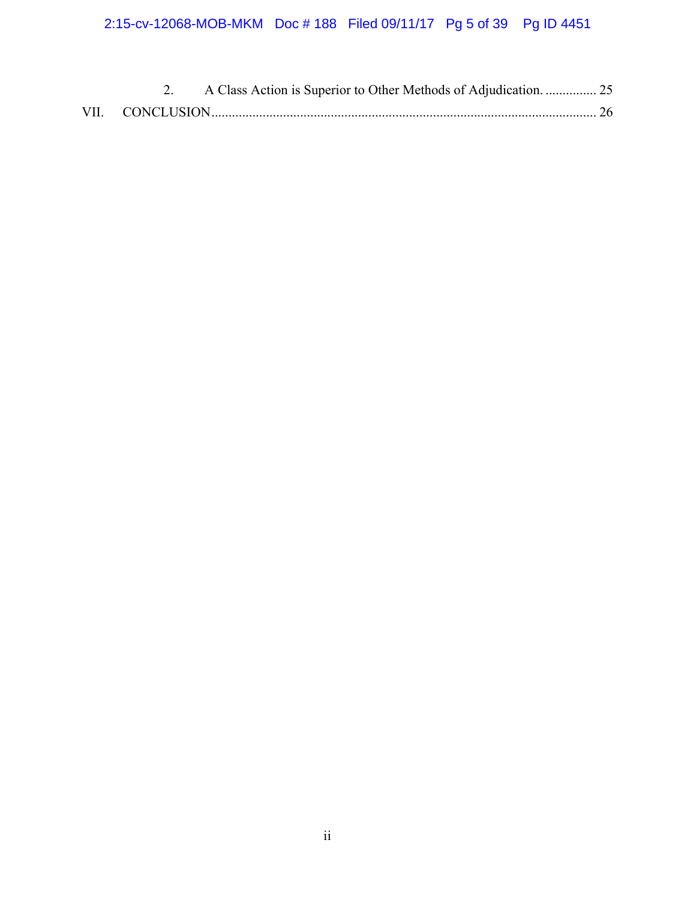2. A Class Action is Superior to Other Methods of Adjudication. ............... 25

VII. CONCLUSION................................................................................................................ 26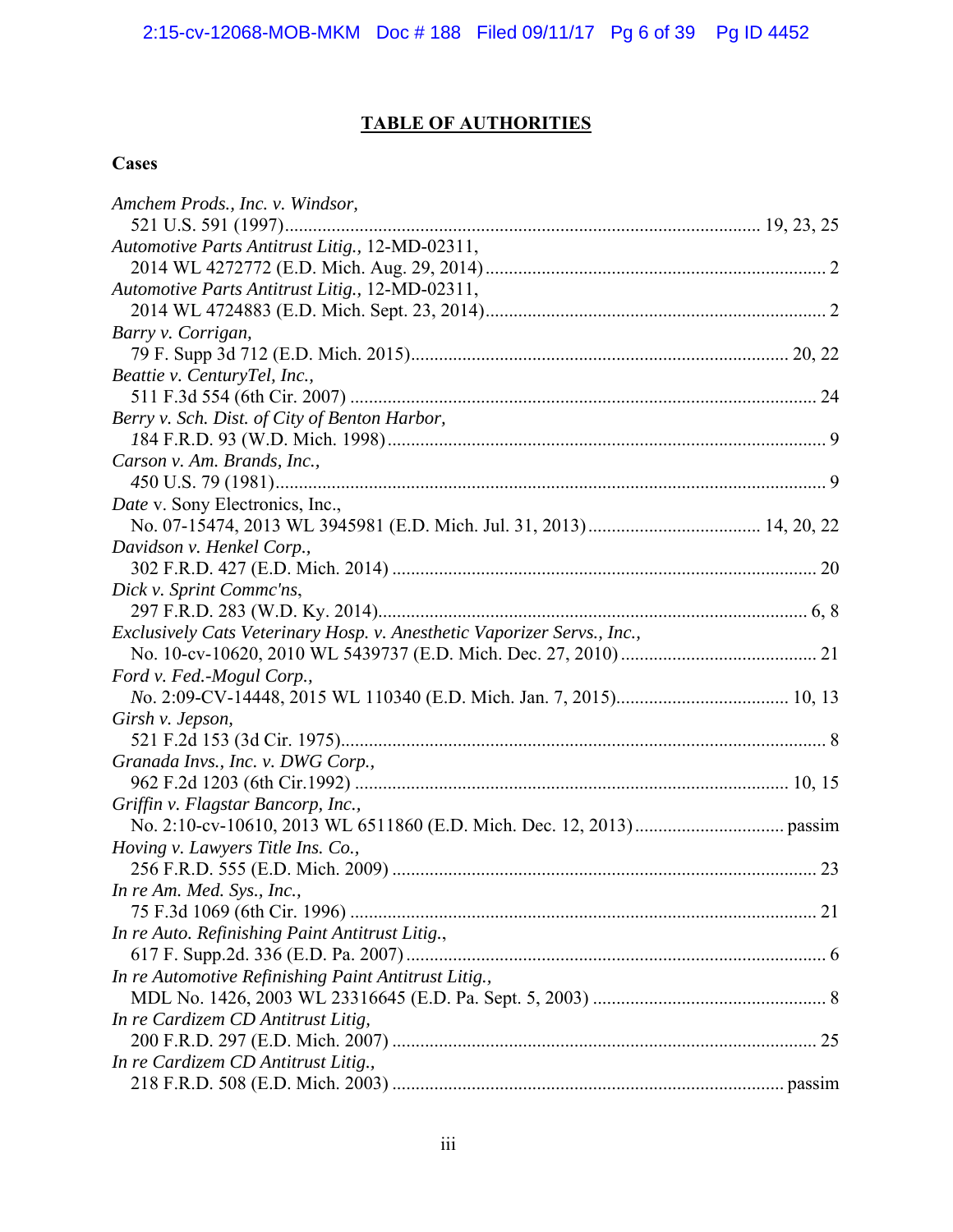## TABLE OF AUTHORITIES

### Cases

*Amchem Prods., Inc. v. Windsor*,
521 U.S. 591 (1997) .......... 19, 23, 25

*Automotive Parts Antitrust Litig.*, 12-MD-02311,
2014 WL 4272772 (E.D. Mich. Aug. 29, 2014) .......... 2

*Automotive Parts Antitrust Litig.*, 12-MD-02311,
2014 WL 4724883 (E.D. Mich. Sept. 23, 2014) .......... 2

*Barry v. Corrigan*,
79 F. Supp 3d 712 (E.D. Mich. 2015) .......... 20, 22

*Beattie v. CenturyTel, Inc.*,
511 F.3d 554 (6th Cir. 2007) .......... 24

*Berry v. Sch. Dist. of City of Benton Harbor*,
184 F.R.D. 93 (W.D. Mich. 1998) .......... 9

*Carson v. Am. Brands, Inc.*,
450 U.S. 79 (1981) .......... 9

*Date* v. Sony Electronics, Inc.,
No. 07-15474, 2013 WL 3945981 (E.D. Mich. Jul. 31, 2013) .......... 14, 20, 22

*Davidson v. Henkel Corp.*,
302 F.R.D. 427 (E.D. Mich. 2014) .......... 20

*Dick v. Sprint Commc'ns*,
297 F.R.D. 283 (W.D. Ky. 2014) .......... 6, 8

*Exclusively Cats Veterinary Hosp. v. Anesthetic Vaporizer Servs., Inc.*,
No. 10-cv-10620, 2010 WL 5439737 (E.D. Mich. Dec. 27, 2010) .......... 21

*Ford v. Fed.-Mogul Corp.*,
No. 2:09-CV-14448, 2015 WL 110340 (E.D. Mich. Jan. 7, 2015) .......... 10, 13

*Girsh v. Jepson*,
521 F.2d 153 (3d Cir. 1975) .......... 8

*Granada Invs., Inc. v. DWG Corp.*,
962 F.2d 1203 (6th Cir.1992) .......... 10, 15

*Griffin v. Flagstar Bancorp, Inc.*,
No. 2:10-cv-10610, 2013 WL 6511860 (E.D. Mich. Dec. 12, 2013) .......... passim

*Hoving v. Lawyers Title Ins. Co.*,
256 F.R.D. 555 (E.D. Mich. 2009) .......... 23

*In re Am. Med. Sys., Inc.*,
75 F.3d 1069 (6th Cir. 1996) .......... 21

*In re Auto. Refinishing Paint Antitrust Litig.*,
617 F. Supp.2d. 336 (E.D. Pa. 2007) .......... 6

*In re Automotive Refinishing Paint Antitrust Litig.*,
MDL No. 1426, 2003 WL 23316645 (E.D. Pa. Sept. 5, 2003) .......... 8

*In re Cardizem CD Antitrust Litig*,
200 F.R.D. 297 (E.D. Mich. 2007) .......... 25

*In re Cardizem CD Antitrust Litig.*,
218 F.R.D. 508 (E.D. Mich. 2003) .......... passim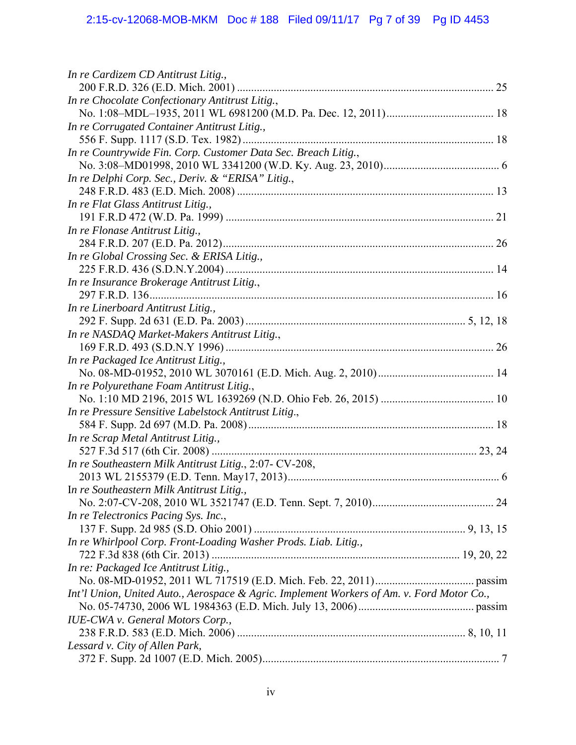*In re Cardizem CD Antitrust Litig.*,
200 F.R.D. 326 (E.D. Mich. 2001) ........................................................................................... 25

*In re Chocolate Confectionary Antitrust Litig.*,
No. 1:08–MDL–1935, 2011 WL 6981200 (M.D. Pa. Dec. 12, 2011)...................................... 18

*In re Corrugated Container Antitrust Litig.*,
556 F. Supp. 1117 (S.D. Tex. 1982)......................................................................................... 18

*In re Countrywide Fin. Corp. Customer Data Sec. Breach Litig.*,
No. 3:08–MD01998, 2010 WL 3341200 (W.D. Ky. Aug. 23, 2010)......................................... 6

*In re Delphi Corp. Sec., Deriv. & "ERISA" Litig.*,
248 F.R.D. 483 (E.D. Mich. 2008) .......................................................................................... 13

*In re Flat Glass Antitrust Litig.*,
191 F.R.D 472 (W.D. Pa. 1999) .............................................................................................. 21

*In re Flonase Antitrust Litig.*,
284 F.R.D. 207 (E.D. Pa. 2012)............................................................................................... 26

*In re Global Crossing Sec. & ERISA Litig.*,
225 F.R.D. 436 (S.D.N.Y.2004) .............................................................................................. 14

*In re Insurance Brokerage Antitrust Litig.*,
297 F.R.D. 136.......................................................................................................................... 16

*In re Linerboard Antitrust Litig.*,
292 F. Supp. 2d 631 (E.D. Pa. 2003) ............................................................................. 5, 12, 18

*In re NASDAQ Market-Makers Antitrust Litig.*,
169 F.R.D. 493 (S.D.N.Y 1996) .............................................................................................. 26

*In re Packaged Ice Antitrust Litig.*,
No. 08-MD-01952, 2010 WL 3070161 (E.D. Mich. Aug. 2, 2010)......................................... 14

*In re Polyurethane Foam Antitrust Litig.*,
No. 1:10 MD 2196, 2015 WL 1639269 (N.D. Ohio Feb. 26, 2015) ........................................ 10

*In re Pressure Sensitive Labelstock Antitrust Litig.*,
584 F. Supp. 2d 697 (M.D. Pa. 2008)...................................................................................... 18

*In re Scrap Metal Antitrust Litig.*,
527 F.3d 517 (6th Cir. 2008) ............................................................................................. 23, 24

*In re Southeastern Milk Antitrust Litig.*, 2:07- CV-208,
2013 WL 2155379 (E.D. Tenn. May17, 2013)........................................................................... 6

In *re Southeastern Milk Antitrust Litig.*,
No. 2:07-CV-208, 2010 WL 3521747 (E.D. Tenn. Sept. 7, 2010)........................................... 24

*In re Telectronics Pacing Sys. Inc.*,
137 F. Supp. 2d 985 (S.D. Ohio 2001) .......................................................................... 9, 13, 15

*In re Whirlpool Corp. Front-Loading Washer Prods. Liab. Litig.*,
722 F.3d 838 (6th Cir. 2013) ....................................................................................... 19, 20, 22

*In re: Packaged Ice Antitrust Litig.*,
No. 08-MD-01952, 2011 WL 717519 (E.D. Mich. Feb. 22, 2011).................................. passim

*Int'l Union, United Auto., Aerospace & Agric. Implement Workers of Am. v. Ford Motor Co.*,
No. 05-74730, 2006 WL 1984363 (E.D. Mich. July 13, 2006)......................................... passim

*IUE-CWA v. General Motors Corp.*,
238 F.R.D. 583 (E.D. Mich. 2006) ................................................................................ 8, 10, 11

*Lessard v. City of Allen Park*,
372 F. Supp. 2d 1007 (E.D. Mich. 2005).................................................................................... 7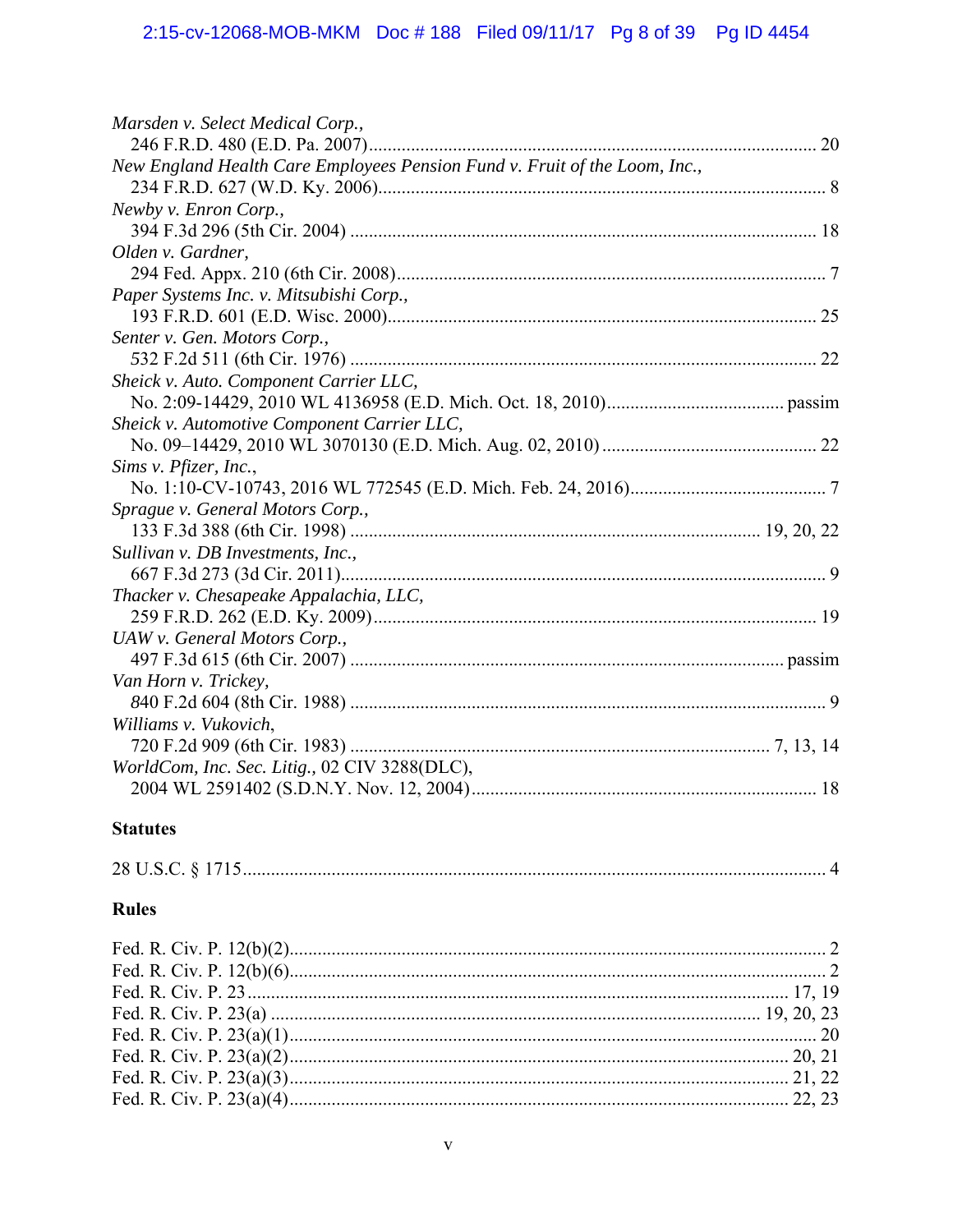*Marsden v. Select Medical Corp.*,
246 F.R.D. 480 (E.D. Pa. 2007)................................................................................................ 20

*New England Health Care Employees Pension Fund v. Fruit of the Loom, Inc.*,
234 F.R.D. 627 (W.D. Ky. 2006)................................................................................................ 8

*Newby v. Enron Corp.*,
394 F.3d 296 (5th Cir. 2004) .................................................................................................... 18

*Olden v. Gardner*,
294 Fed. Appx. 210 (6th Cir. 2008)............................................................................................ 7

*Paper Systems Inc. v. Mitsubishi Corp.*,
193 F.R.D. 601 (E.D. Wisc. 2000)............................................................................................ 25

*Senter v. Gen. Motors Corp.*,
532 F.2d 511 (6th Cir. 1976) .................................................................................................... 22

*Sheick v. Auto. Component Carrier LLC*,
No. 2:09-14429, 2010 WL 4136958 (E.D. Mich. Oct. 18, 2010)...................................... passim

*Sheick v. Automotive Component Carrier LLC*,
No. 09–14429, 2010 WL 3070130 (E.D. Mich. Aug. 02, 2010)............................................. 22

*Sims v. Pfizer, Inc.*,
No. 1:10-CV-10743, 2016 WL 772545 (E.D. Mich. Feb. 24, 2016).......................................... 7

*Sprague v. General Motors Corp.*,
133 F.3d 388 (6th Cir. 1998) ....................................................................................... 19, 20, 22

*Sullivan v. DB Investments, Inc.*,
667 F.3d 273 (3d Cir. 2011)........................................................................................................ 9

*Thacker v. Chesapeake Appalachia, LLC*,
259 F.R.D. 262 (E.D. Ky. 2009)............................................................................................... 19

*UAW v. General Motors Corp.*,
497 F.3d 615 (6th Cir. 2007) ............................................................................................ passim

*Van Horn v. Trickey*,
840 F.2d 604 (8th Cir. 1988) ...................................................................................................... 9

*Williams v. Vukovich*,
720 F.2d 909 (6th Cir. 1983) ......................................................................................... 7, 13, 14

*WorldCom, Inc. Sec. Litig.*, 02 CIV 3288(DLC),
2004 WL 2591402 (S.D.N.Y. Nov. 12, 2004)........................................................................... 18

**Statutes**

28 U.S.C. § 1715............................................................................................................................ 4

**Rules**

Fed. R. Civ. P. 12(b)(2).................................................................................................................. 2
Fed. R. Civ. P. 12(b)(6).................................................................................................................. 2
Fed. R. Civ. P. 23.................................................................................................................. 17, 19
Fed. R. Civ. P. 23(a) ....................................................................................................... 19, 20, 23
Fed. R. Civ. P. 23(a)(1)................................................................................................................ 20
Fed. R. Civ. P. 23(a)(2).......................................................................................................... 20, 21
Fed. R. Civ. P. 23(a)(3).......................................................................................................... 21, 22
Fed. R. Civ. P. 23(a)(4).......................................................................................................... 22, 23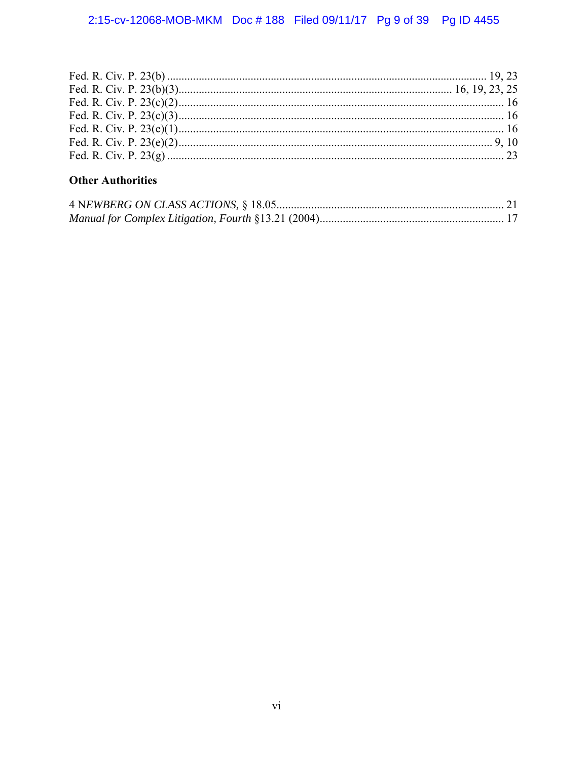Fed. R. Civ. P. 23(b) .............................................................................................................. 19, 23
Fed. R. Civ. P. 23(b)(3)............................................................................................ 16, 19, 23, 25
Fed. R. Civ. P. 23(c)(2)................................................................................................................ 16
Fed. R. Civ. P. 23(c)(3)................................................................................................................ 16
Fed. R. Civ. P. 23(e)(1)................................................................................................................ 16
Fed. R. Civ. P. 23(e)(2)............................................................................................................ 9, 10
Fed. R. Civ. P. 23(g) ................................................................................................................... 23

**Other Authorities**

4 N*EWBERG ON CLASS ACTIONS,* § 18.05............................................................................. 21
*Manual for Complex Litigation, Fourth* §13.21 (2004)............................................................... 17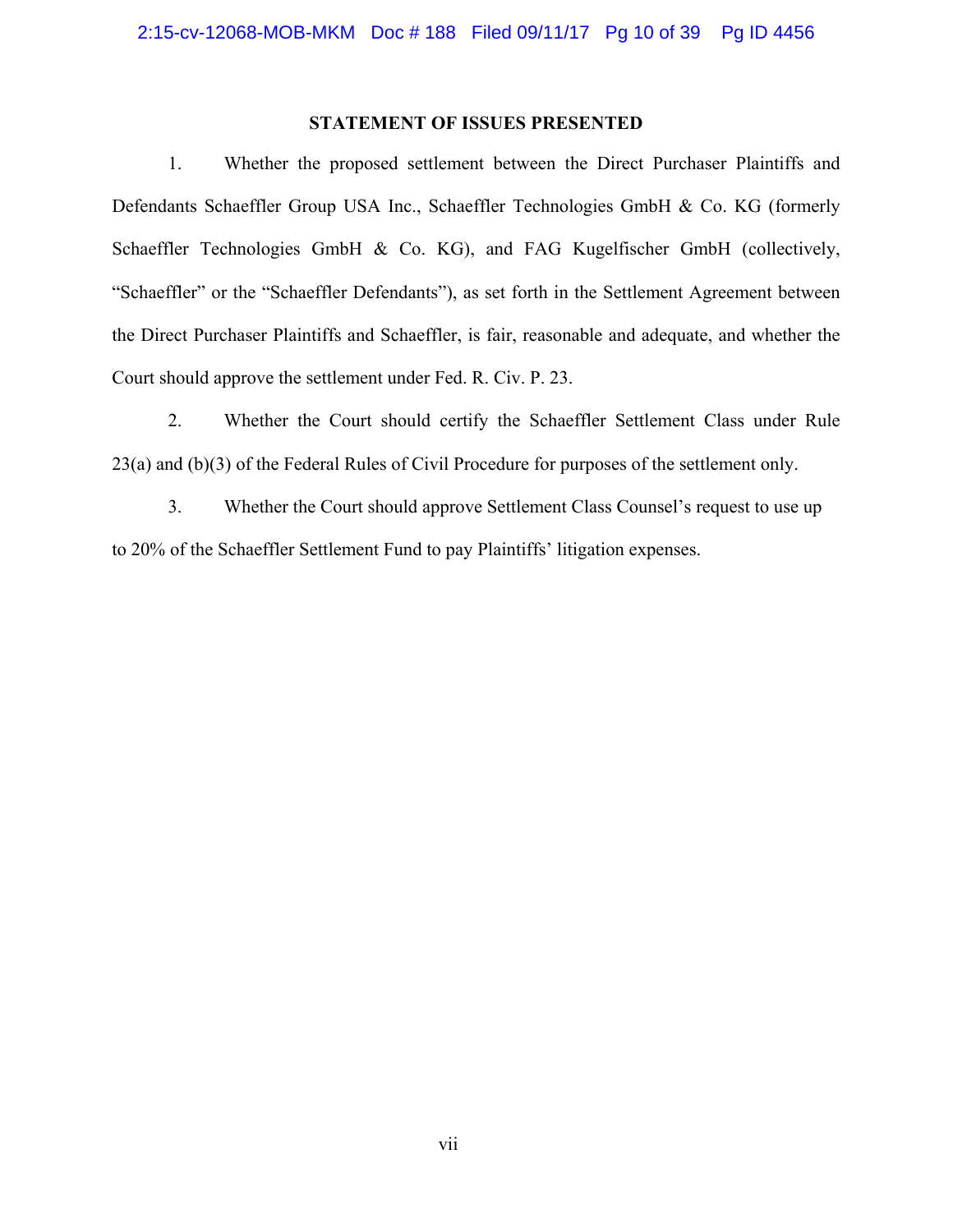## STATEMENT OF ISSUES PRESENTED

1. Whether the proposed settlement between the Direct Purchaser Plaintiffs and Defendants Schaeffler Group USA Inc., Schaeffler Technologies GmbH & Co. KG (formerly Schaeffler Technologies GmbH & Co. KG), and FAG Kugelfischer GmbH (collectively, "Schaeffler" or the "Schaeffler Defendants"), as set forth in the Settlement Agreement between the Direct Purchaser Plaintiffs and Schaeffler, is fair, reasonable and adequate, and whether the Court should approve the settlement under Fed. R. Civ. P. 23.

2. Whether the Court should certify the Schaeffler Settlement Class under Rule 23(a) and (b)(3) of the Federal Rules of Civil Procedure for purposes of the settlement only.

3. Whether the Court should approve Settlement Class Counsel's request to use up to 20% of the Schaeffler Settlement Fund to pay Plaintiffs' litigation expenses.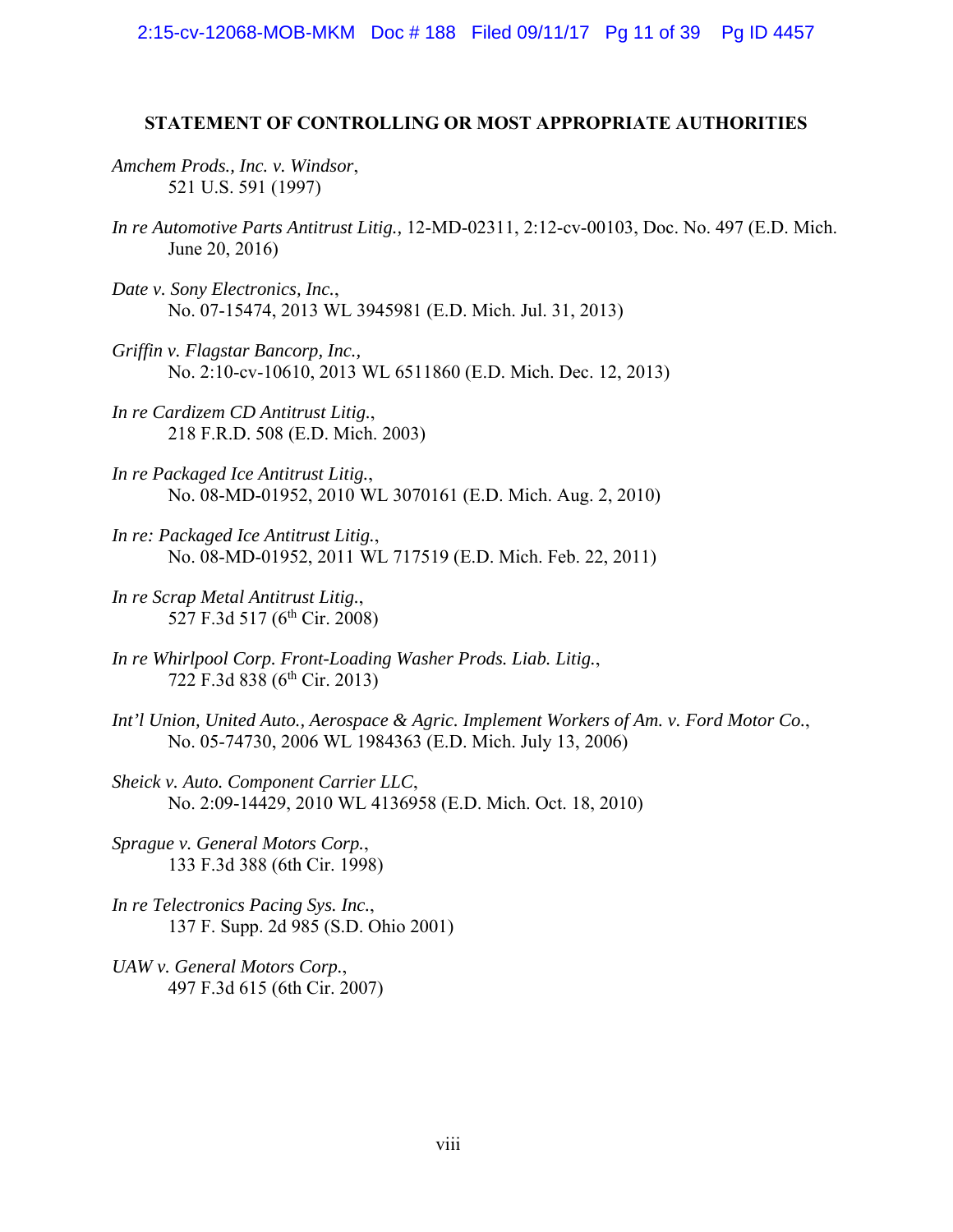## STATEMENT OF CONTROLLING OR MOST APPROPRIATE AUTHORITIES

*Amchem Prods., Inc. v. Windsor*,
521 U.S. 591 (1997)

*In re Automotive Parts Antitrust Litig.,* 12-MD-02311, 2:12-cv-00103, Doc. No. 497 (E.D. Mich. June 20, 2016)

*Date v. Sony Electronics, Inc.*,
No. 07-15474, 2013 WL 3945981 (E.D. Mich. Jul. 31, 2013)

*Griffin v. Flagstar Bancorp, Inc.,*
No. 2:10-cv-10610, 2013 WL 6511860 (E.D. Mich. Dec. 12, 2013)

*In re Cardizem CD Antitrust Litig.*,
218 F.R.D. 508 (E.D. Mich. 2003)

*In re Packaged Ice Antitrust Litig.*,
No. 08-MD-01952, 2010 WL 3070161 (E.D. Mich. Aug. 2, 2010)

*In re: Packaged Ice Antitrust Litig.*,
No. 08-MD-01952, 2011 WL 717519 (E.D. Mich. Feb. 22, 2011)

*In re Scrap Metal Antitrust Litig.*,
527 F.3d 517 (6th Cir. 2008)

*In re Whirlpool Corp. Front-Loading Washer Prods. Liab. Litig.*,
722 F.3d 838 (6th Cir. 2013)

*Int'l Union, United Auto., Aerospace & Agric. Implement Workers of Am. v. Ford Motor Co.*,
No. 05-74730, 2006 WL 1984363 (E.D. Mich. July 13, 2006)

*Sheick v. Auto. Component Carrier LLC*,
No. 2:09-14429, 2010 WL 4136958 (E.D. Mich. Oct. 18, 2010)

*Sprague v. General Motors Corp.*,
133 F.3d 388 (6th Cir. 1998)

*In re Telectronics Pacing Sys. Inc.*,
137 F. Supp. 2d 985 (S.D. Ohio 2001)

*UAW v. General Motors Corp.*,
497 F.3d 615 (6th Cir. 2007)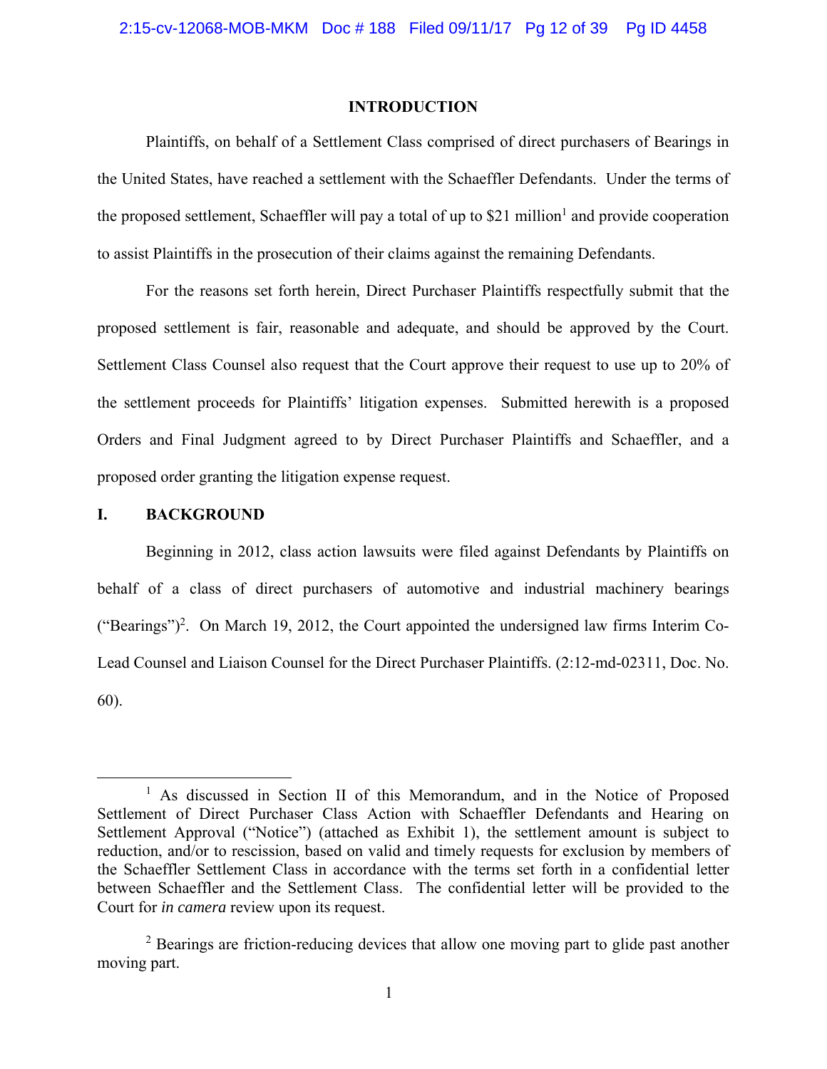# INTRODUCTION

Plaintiffs, on behalf of a Settlement Class comprised of direct purchasers of Bearings in the United States, have reached a settlement with the Schaeffler Defendants. Under the terms of the proposed settlement, Schaeffler will pay a total of up to $21 million[1] and provide cooperation to assist Plaintiffs in the prosecution of their claims against the remaining Defendants.

For the reasons set forth herein, Direct Purchaser Plaintiffs respectfully submit that the proposed settlement is fair, reasonable and adequate, and should be approved by the Court. Settlement Class Counsel also request that the Court approve their request to use up to 20% of the settlement proceeds for Plaintiffs' litigation expenses. Submitted herewith is a proposed Orders and Final Judgment agreed to by Direct Purchaser Plaintiffs and Schaeffler, and a proposed order granting the litigation expense request.

## I. BACKGROUND

Beginning in 2012, class action lawsuits were filed against Defendants by Plaintiffs on behalf of a class of direct purchasers of automotive and industrial machinery bearings ("Bearings")[2]. On March 19, 2012, the Court appointed the undersigned law firms Interim Co-Lead Counsel and Liaison Counsel for the Direct Purchaser Plaintiffs. (2:12-md-02311, Doc. No. 60).

---

[1] As discussed in Section II of this Memorandum, and in the Notice of Proposed Settlement of Direct Purchaser Class Action with Schaeffler Defendants and Hearing on Settlement Approval ("Notice") (attached as Exhibit 1), the settlement amount is subject to reduction, and/or to rescission, based on valid and timely requests for exclusion by members of the Schaeffler Settlement Class in accordance with the terms set forth in a confidential letter between Schaeffler and the Settlement Class. The confidential letter will be provided to the Court for *in camera* review upon its request.

[2] Bearings are friction-reducing devices that allow one moving part to glide past another moving part.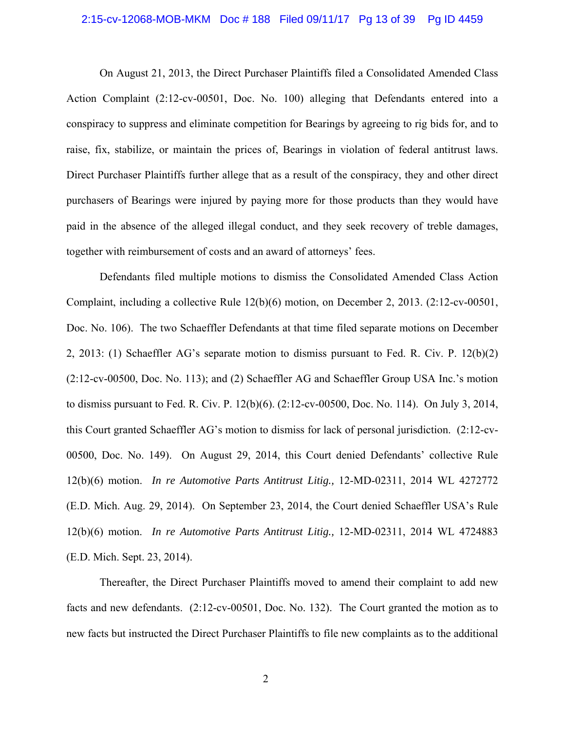On August 21, 2013, the Direct Purchaser Plaintiffs filed a Consolidated Amended Class Action Complaint (2:12-cv-00501, Doc. No. 100) alleging that Defendants entered into a conspiracy to suppress and eliminate competition for Bearings by agreeing to rig bids for, and to raise, fix, stabilize, or maintain the prices of, Bearings in violation of federal antitrust laws. Direct Purchaser Plaintiffs further allege that as a result of the conspiracy, they and other direct purchasers of Bearings were injured by paying more for those products than they would have paid in the absence of the alleged illegal conduct, and they seek recovery of treble damages, together with reimbursement of costs and an award of attorneys' fees.

Defendants filed multiple motions to dismiss the Consolidated Amended Class Action Complaint, including a collective Rule 12(b)(6) motion, on December 2, 2013. (2:12-cv-00501, Doc. No. 106). The two Schaeffler Defendants at that time filed separate motions on December 2, 2013: (1) Schaeffler AG's separate motion to dismiss pursuant to Fed. R. Civ. P. 12(b)(2) (2:12-cv-00500, Doc. No. 113); and (2) Schaeffler AG and Schaeffler Group USA Inc.'s motion to dismiss pursuant to Fed. R. Civ. P. 12(b)(6). (2:12-cv-00500, Doc. No. 114). On July 3, 2014, this Court granted Schaeffler AG's motion to dismiss for lack of personal jurisdiction. (2:12-cv-00500, Doc. No. 149). On August 29, 2014, this Court denied Defendants' collective Rule 12(b)(6) motion. *In re Automotive Parts Antitrust Litig.,* 12-MD-02311, 2014 WL 4272772 (E.D. Mich. Aug. 29, 2014). On September 23, 2014, the Court denied Schaeffler USA's Rule 12(b)(6) motion. *In re Automotive Parts Antitrust Litig.,* 12-MD-02311, 2014 WL 4724883 (E.D. Mich. Sept. 23, 2014).

Thereafter, the Direct Purchaser Plaintiffs moved to amend their complaint to add new facts and new defendants. (2:12-cv-00501, Doc. No. 132). The Court granted the motion as to new facts but instructed the Direct Purchaser Plaintiffs to file new complaints as to the additional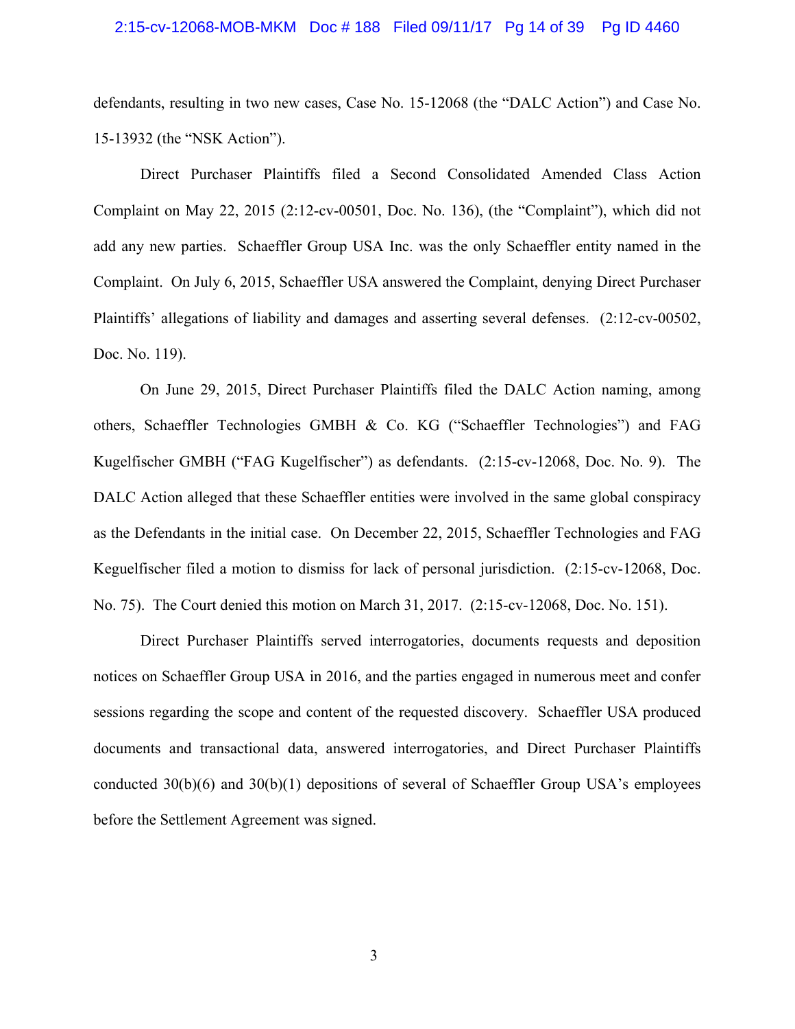defendants, resulting in two new cases, Case No. 15-12068 (the "DALC Action") and Case No. 15-13932 (the "NSK Action").

Direct Purchaser Plaintiffs filed a Second Consolidated Amended Class Action Complaint on May 22, 2015 (2:12-cv-00501, Doc. No. 136), (the "Complaint"), which did not add any new parties. Schaeffler Group USA Inc. was the only Schaeffler entity named in the Complaint. On July 6, 2015, Schaeffler USA answered the Complaint, denying Direct Purchaser Plaintiffs' allegations of liability and damages and asserting several defenses. (2:12-cv-00502, Doc. No. 119).

On June 29, 2015, Direct Purchaser Plaintiffs filed the DALC Action naming, among others, Schaeffler Technologies GMBH & Co. KG ("Schaeffler Technologies") and FAG Kugelfischer GMBH ("FAG Kugelfischer") as defendants. (2:15-cv-12068, Doc. No. 9). The DALC Action alleged that these Schaeffler entities were involved in the same global conspiracy as the Defendants in the initial case. On December 22, 2015, Schaeffler Technologies and FAG Keguelfischer filed a motion to dismiss for lack of personal jurisdiction. (2:15-cv-12068, Doc. No. 75). The Court denied this motion on March 31, 2017. (2:15-cv-12068, Doc. No. 151).

Direct Purchaser Plaintiffs served interrogatories, documents requests and deposition notices on Schaeffler Group USA in 2016, and the parties engaged in numerous meet and confer sessions regarding the scope and content of the requested discovery. Schaeffler USA produced documents and transactional data, answered interrogatories, and Direct Purchaser Plaintiffs conducted 30(b)(6) and 30(b)(1) depositions of several of Schaeffler Group USA's employees before the Settlement Agreement was signed.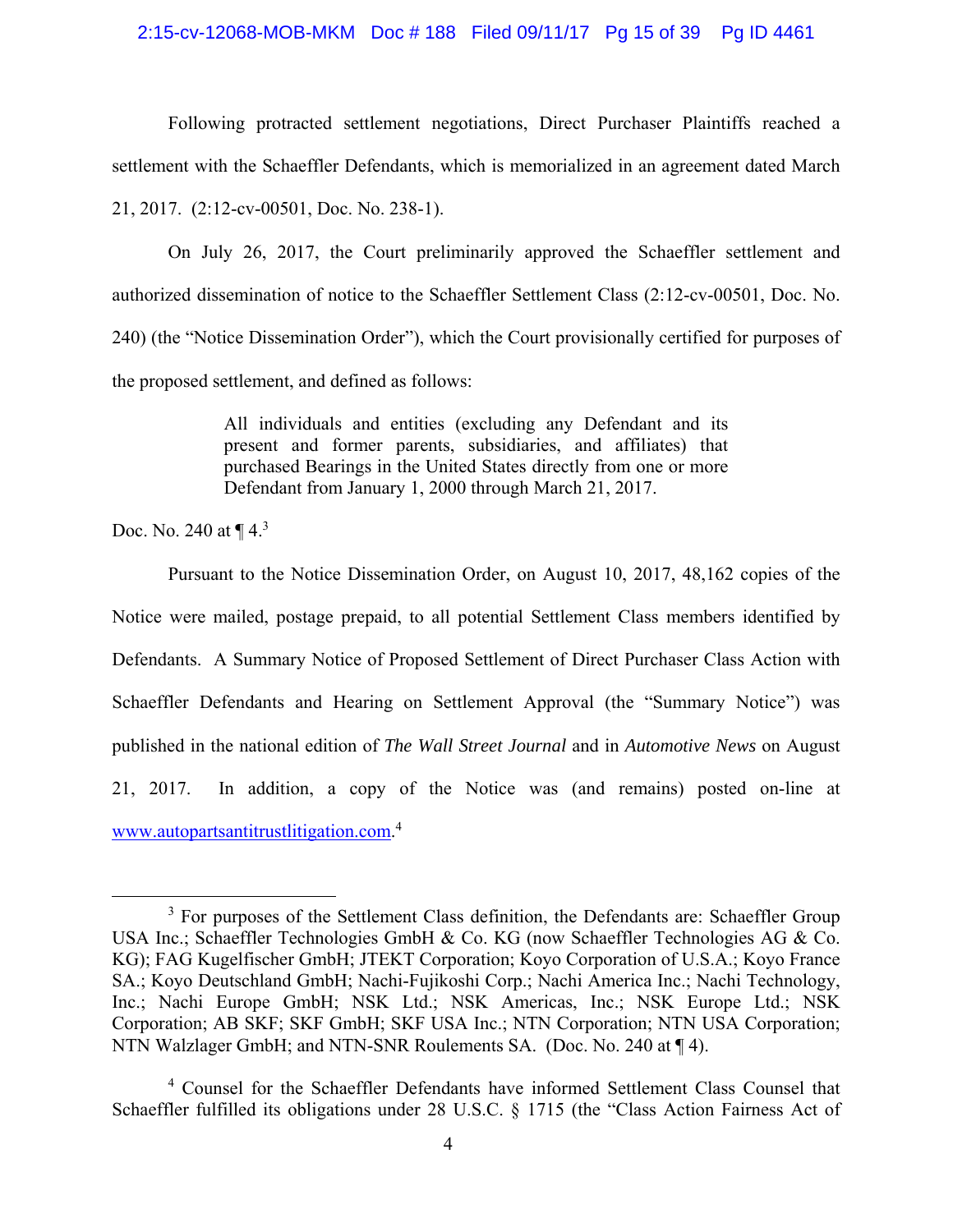Following protracted settlement negotiations, Direct Purchaser Plaintiffs reached a settlement with the Schaeffler Defendants, which is memorialized in an agreement dated March 21, 2017. (2:12-cv-00501, Doc. No. 238-1).

On July 26, 2017, the Court preliminarily approved the Schaeffler settlement and authorized dissemination of notice to the Schaeffler Settlement Class (2:12-cv-00501, Doc. No. 240) (the "Notice Dissemination Order"), which the Court provisionally certified for purposes of the proposed settlement, and defined as follows:

> All individuals and entities (excluding any Defendant and its present and former parents, subsidiaries, and affiliates) that purchased Bearings in the United States directly from one or more Defendant from January 1, 2000 through March 21, 2017.

Doc. No. 240 at ¶ 4.[3]

Pursuant to the Notice Dissemination Order, on August 10, 2017, 48,162 copies of the Notice were mailed, postage prepaid, to all potential Settlement Class members identified by Defendants. A Summary Notice of Proposed Settlement of Direct Purchaser Class Action with Schaeffler Defendants and Hearing on Settlement Approval (the "Summary Notice") was published in the national edition of *The Wall Street Journal* and in *Automotive News* on August 21, 2017. In addition, a copy of the Notice was (and remains) posted on-line at www.autopartsantitrustlitigation.com.[4]

---

[3] For purposes of the Settlement Class definition, the Defendants are: Schaeffler Group USA Inc.; Schaeffler Technologies GmbH & Co. KG (now Schaeffler Technologies AG & Co. KG); FAG Kugelfischer GmbH; JTEKT Corporation; Koyo Corporation of U.S.A.; Koyo France SA.; Koyo Deutschland GmbH; Nachi-Fujikoshi Corp.; Nachi America Inc.; Nachi Technology, Inc.; Nachi Europe GmbH; NSK Ltd.; NSK Americas, Inc.; NSK Europe Ltd.; NSK Corporation; AB SKF; SKF GmbH; SKF USA Inc.; NTN Corporation; NTN USA Corporation; NTN Walzlager GmbH; and NTN-SNR Roulements SA. (Doc. No. 240 at ¶ 4).

[4] Counsel for the Schaeffler Defendants have informed Settlement Class Counsel that Schaeffler fulfilled its obligations under 28 U.S.C. § 1715 (the "Class Action Fairness Act of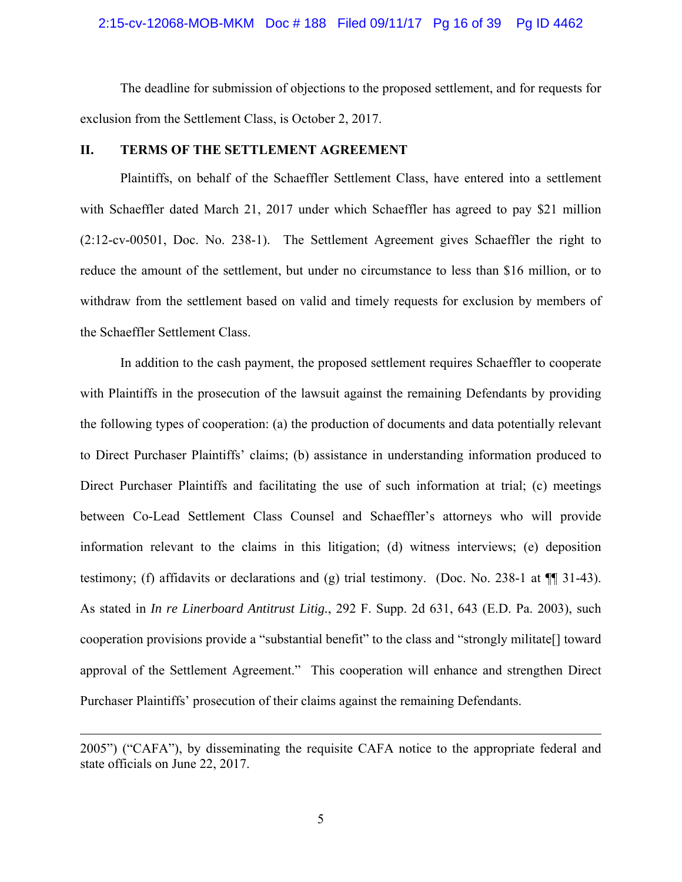The deadline for submission of objections to the proposed settlement, and for requests for exclusion from the Settlement Class, is October 2, 2017.

## II. TERMS OF THE SETTLEMENT AGREEMENT

Plaintiffs, on behalf of the Schaeffler Settlement Class, have entered into a settlement with Schaeffler dated March 21, 2017 under which Schaeffler has agreed to pay $21 million (2:12-cv-00501, Doc. No. 238-1). The Settlement Agreement gives Schaeffler the right to reduce the amount of the settlement, but under no circumstance to less than $16 million, or to withdraw from the settlement based on valid and timely requests for exclusion by members of the Schaeffler Settlement Class.

In addition to the cash payment, the proposed settlement requires Schaeffler to cooperate with Plaintiffs in the prosecution of the lawsuit against the remaining Defendants by providing the following types of cooperation: (a) the production of documents and data potentially relevant to Direct Purchaser Plaintiffs' claims; (b) assistance in understanding information produced to Direct Purchaser Plaintiffs and facilitating the use of such information at trial; (c) meetings between Co-Lead Settlement Class Counsel and Schaeffler's attorneys who will provide information relevant to the claims in this litigation; (d) witness interviews; (e) deposition testimony; (f) affidavits or declarations and (g) trial testimony. (Doc. No. 238-1 at ¶¶ 31-43). As stated in *In re Linerboard Antitrust Litig.*, 292 F. Supp. 2d 631, 643 (E.D. Pa. 2003), such cooperation provisions provide a "substantial benefit" to the class and "strongly militate[] toward approval of the Settlement Agreement." This cooperation will enhance and strengthen Direct Purchaser Plaintiffs' prosecution of their claims against the remaining Defendants.

---

2005") ("CAFA"), by disseminating the requisite CAFA notice to the appropriate federal and state officials on June 22, 2017.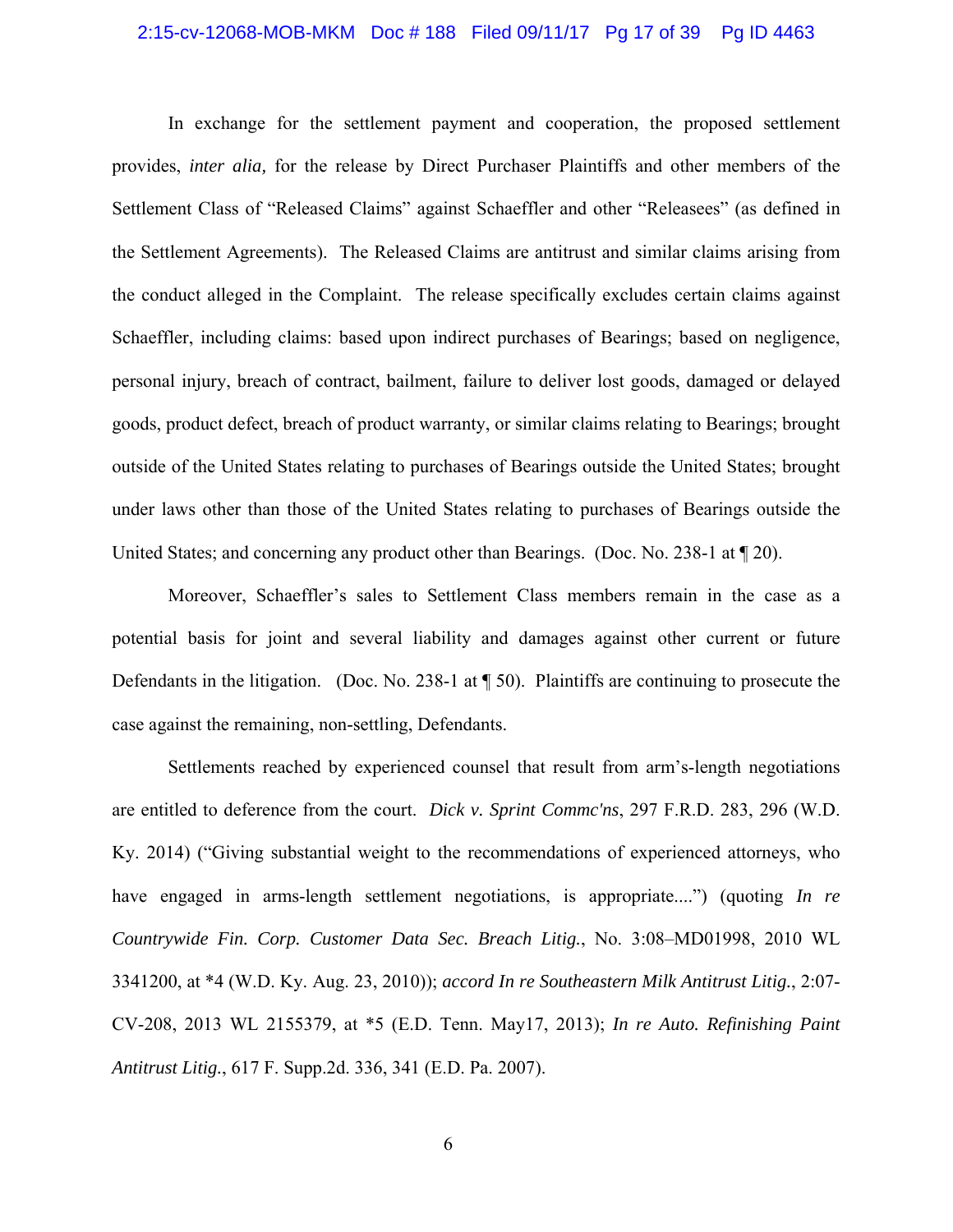In exchange for the settlement payment and cooperation, the proposed settlement provides, *inter alia,* for the release by Direct Purchaser Plaintiffs and other members of the Settlement Class of "Released Claims" against Schaeffler and other "Releasees" (as defined in the Settlement Agreements). The Released Claims are antitrust and similar claims arising from the conduct alleged in the Complaint. The release specifically excludes certain claims against Schaeffler, including claims: based upon indirect purchases of Bearings; based on negligence, personal injury, breach of contract, bailment, failure to deliver lost goods, damaged or delayed goods, product defect, breach of product warranty, or similar claims relating to Bearings; brought outside of the United States relating to purchases of Bearings outside the United States; brought under laws other than those of the United States relating to purchases of Bearings outside the United States; and concerning any product other than Bearings. (Doc. No. 238-1 at ¶ 20).

Moreover, Schaeffler's sales to Settlement Class members remain in the case as a potential basis for joint and several liability and damages against other current or future Defendants in the litigation. (Doc. No. 238-1 at ¶ 50). Plaintiffs are continuing to prosecute the case against the remaining, non-settling, Defendants.

Settlements reached by experienced counsel that result from arm's-length negotiations are entitled to deference from the court. *Dick v. Sprint Commc'ns*, 297 F.R.D. 283, 296 (W.D. Ky. 2014) ("Giving substantial weight to the recommendations of experienced attorneys, who have engaged in arms-length settlement negotiations, is appropriate....") (quoting *In re Countrywide Fin. Corp. Customer Data Sec. Breach Litig.*, No. 3:08–MD01998, 2010 WL 3341200, at *4 (W.D. Ky. Aug. 23, 2010)); *accord In re Southeastern Milk Antitrust Litig.*, 2:07-CV-208, 2013 WL 2155379, at *5 (E.D. Tenn. May17, 2013); *In re Auto. Refinishing Paint Antitrust Litig.*, 617 F. Supp.2d. 336, 341 (E.D. Pa. 2007).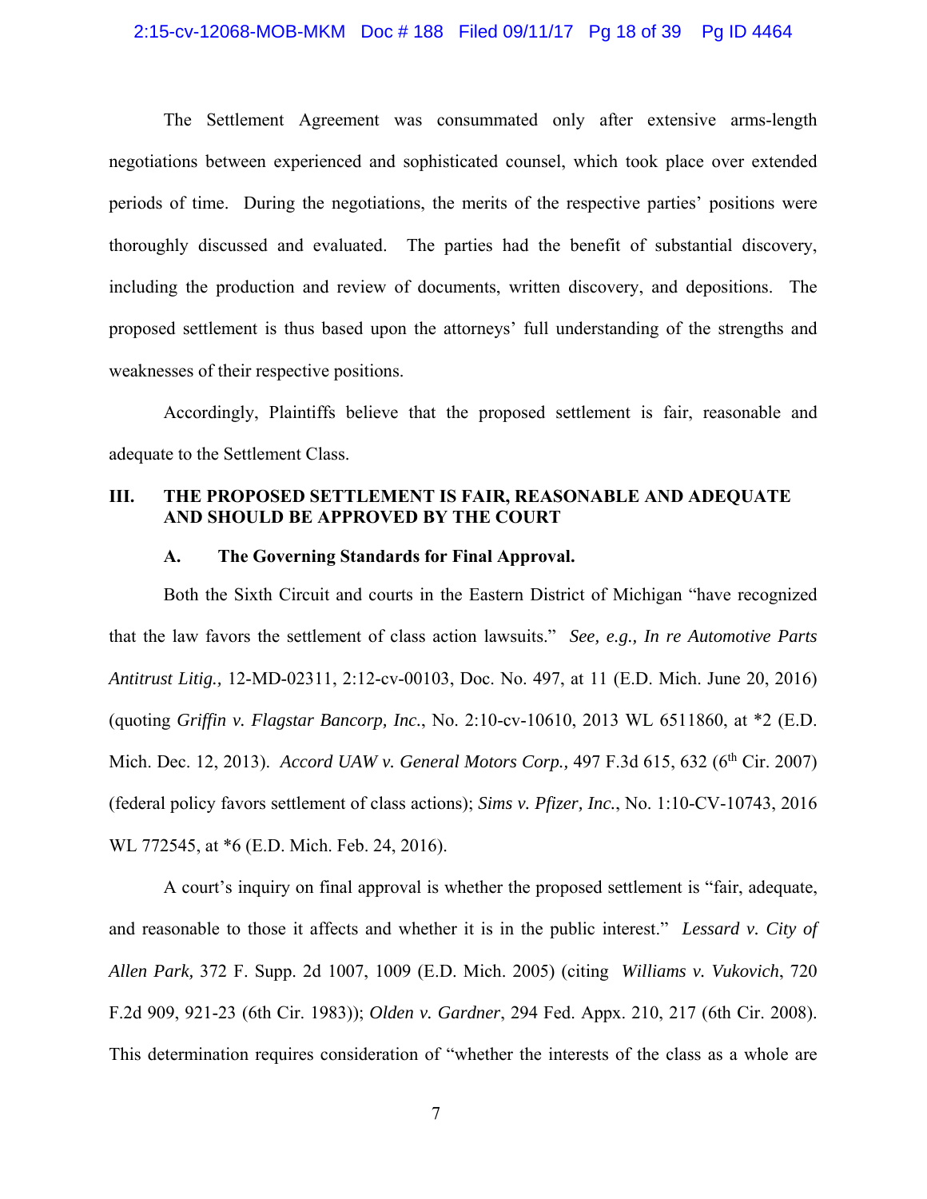The Settlement Agreement was consummated only after extensive arms-length negotiations between experienced and sophisticated counsel, which took place over extended periods of time. During the negotiations, the merits of the respective parties' positions were thoroughly discussed and evaluated. The parties had the benefit of substantial discovery, including the production and review of documents, written discovery, and depositions. The proposed settlement is thus based upon the attorneys' full understanding of the strengths and weaknesses of their respective positions.

Accordingly, Plaintiffs believe that the proposed settlement is fair, reasonable and adequate to the Settlement Class.

## III. THE PROPOSED SETTLEMENT IS FAIR, REASONABLE AND ADEQUATE AND SHOULD BE APPROVED BY THE COURT

### A. The Governing Standards for Final Approval.

Both the Sixth Circuit and courts in the Eastern District of Michigan "have recognized that the law favors the settlement of class action lawsuits." *See, e.g., In re Automotive Parts Antitrust Litig.,* 12-MD-02311, 2:12-cv-00103, Doc. No. 497, at 11 (E.D. Mich. June 20, 2016) (quoting *Griffin v. Flagstar Bancorp, Inc.*, No. 2:10-cv-10610, 2013 WL 6511860, at *2 (E.D. Mich. Dec. 12, 2013). *Accord UAW v. General Motors Corp.,* 497 F.3d 615, 632 (6th Cir. 2007) (federal policy favors settlement of class actions); *Sims v. Pfizer, Inc.*, No. 1:10-CV-10743, 2016 WL 772545, at *6 (E.D. Mich. Feb. 24, 2016).

A court's inquiry on final approval is whether the proposed settlement is "fair, adequate, and reasonable to those it affects and whether it is in the public interest." *Lessard v. City of Allen Park,* 372 F. Supp. 2d 1007, 1009 (E.D. Mich. 2005) (citing *Williams v. Vukovich*, 720 F.2d 909, 921-23 (6th Cir. 1983)); *Olden v. Gardner*, 294 Fed. Appx. 210, 217 (6th Cir. 2008). This determination requires consideration of "whether the interests of the class as a whole are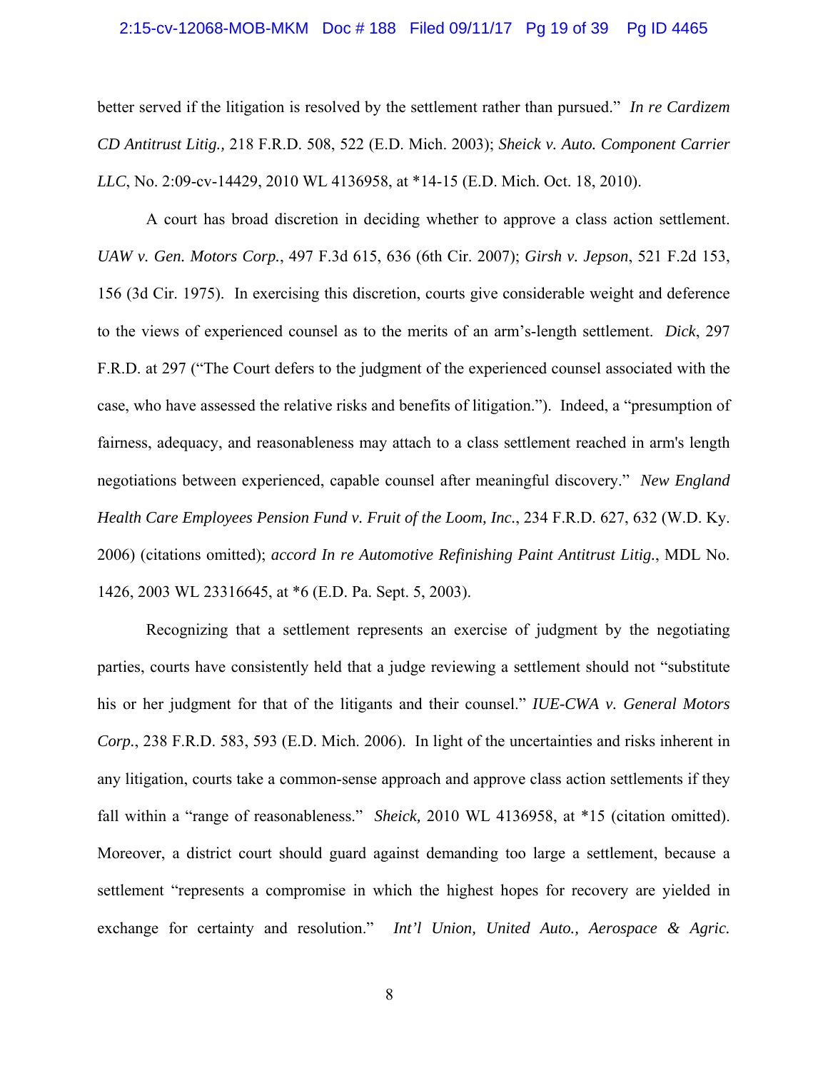better served if the litigation is resolved by the settlement rather than pursued." *In re Cardizem CD Antitrust Litig.,* 218 F.R.D. 508, 522 (E.D. Mich. 2003); *Sheick v. Auto. Component Carrier LLC*, No. 2:09-cv-14429, 2010 WL 4136958, at *14-15 (E.D. Mich. Oct. 18, 2010).

A court has broad discretion in deciding whether to approve a class action settlement. *UAW v. Gen. Motors Corp.*, 497 F.3d 615, 636 (6th Cir. 2007); *Girsh v. Jepson*, 521 F.2d 153, 156 (3d Cir. 1975). In exercising this discretion, courts give considerable weight and deference to the views of experienced counsel as to the merits of an arm's-length settlement. *Dick*, 297 F.R.D. at 297 ("The Court defers to the judgment of the experienced counsel associated with the case, who have assessed the relative risks and benefits of litigation."). Indeed, a "presumption of fairness, adequacy, and reasonableness may attach to a class settlement reached in arm's length negotiations between experienced, capable counsel after meaningful discovery." *New England Health Care Employees Pension Fund v. Fruit of the Loom, Inc.*, 234 F.R.D. 627, 632 (W.D. Ky. 2006) (citations omitted); *accord In re Automotive Refinishing Paint Antitrust Litig.*, MDL No. 1426, 2003 WL 23316645, at *6 (E.D. Pa. Sept. 5, 2003).

Recognizing that a settlement represents an exercise of judgment by the negotiating parties, courts have consistently held that a judge reviewing a settlement should not "substitute his or her judgment for that of the litigants and their counsel." *IUE-CWA v. General Motors Corp.*, 238 F.R.D. 583, 593 (E.D. Mich. 2006). In light of the uncertainties and risks inherent in any litigation, courts take a common-sense approach and approve class action settlements if they fall within a "range of reasonableness." *Sheick,* 2010 WL 4136958, at *15 (citation omitted). Moreover, a district court should guard against demanding too large a settlement, because a settlement "represents a compromise in which the highest hopes for recovery are yielded in exchange for certainty and resolution." *Int'l Union, United Auto., Aerospace & Agric.*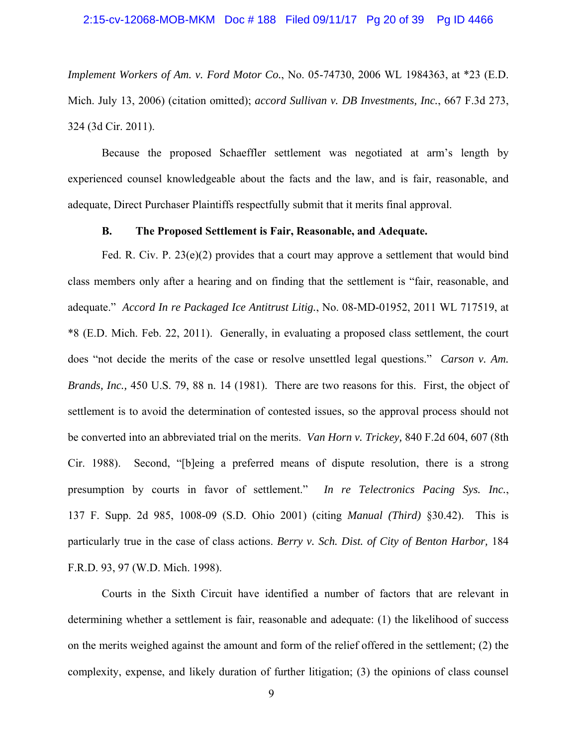*Implement Workers of Am. v. Ford Motor Co.*, No. 05-74730, 2006 WL 1984363, at *23 (E.D. Mich. July 13, 2006) (citation omitted); *accord Sullivan v. DB Investments, Inc.*, 667 F.3d 273, 324 (3d Cir. 2011).

Because the proposed Schaeffler settlement was negotiated at arm's length by experienced counsel knowledgeable about the facts and the law, and is fair, reasonable, and adequate, Direct Purchaser Plaintiffs respectfully submit that it merits final approval.

### B. The Proposed Settlement is Fair, Reasonable, and Adequate.

Fed. R. Civ. P. 23(e)(2) provides that a court may approve a settlement that would bind class members only after a hearing and on finding that the settlement is "fair, reasonable, and adequate." *Accord In re Packaged Ice Antitrust Litig.*, No. 08-MD-01952, 2011 WL 717519, at *8 (E.D. Mich. Feb. 22, 2011). Generally, in evaluating a proposed class settlement, the court does "not decide the merits of the case or resolve unsettled legal questions." *Carson v. Am. Brands, Inc.,* 450 U.S. 79, 88 n. 14 (1981). There are two reasons for this. First, the object of settlement is to avoid the determination of contested issues, so the approval process should not be converted into an abbreviated trial on the merits. *Van Horn v. Trickey,* 840 F.2d 604, 607 (8th Cir. 1988). Second, "[b]eing a preferred means of dispute resolution, there is a strong presumption by courts in favor of settlement." *In re Telectronics Pacing Sys. Inc.*, 137 F. Supp. 2d 985, 1008-09 (S.D. Ohio 2001) (citing *Manual (Third)* §30.42). This is particularly true in the case of class actions. *Berry v. Sch. Dist. of City of Benton Harbor,* 184 F.R.D. 93, 97 (W.D. Mich. 1998).

Courts in the Sixth Circuit have identified a number of factors that are relevant in determining whether a settlement is fair, reasonable and adequate: (1) the likelihood of success on the merits weighed against the amount and form of the relief offered in the settlement; (2) the complexity, expense, and likely duration of further litigation; (3) the opinions of class counsel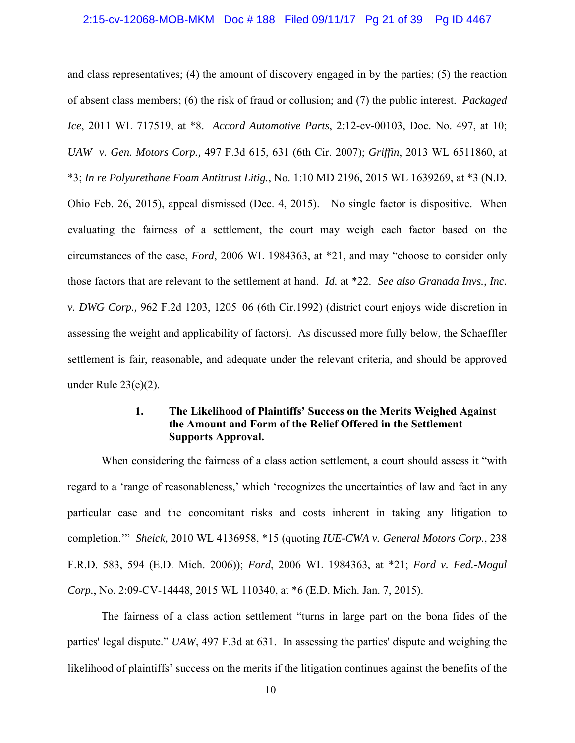and class representatives; (4) the amount of discovery engaged in by the parties; (5) the reaction of absent class members; (6) the risk of fraud or collusion; and (7) the public interest. *Packaged Ice*, 2011 WL 717519, at *8. *Accord Automotive Parts*, 2:12-cv-00103, Doc. No. 497, at 10; *UAW v. Gen. Motors Corp.,* 497 F.3d 615, 631 (6th Cir. 2007); *Griffin*, 2013 WL 6511860, at *3; *In re Polyurethane Foam Antitrust Litig.*, No. 1:10 MD 2196, 2015 WL 1639269, at *3 (N.D. Ohio Feb. 26, 2015), appeal dismissed (Dec. 4, 2015). No single factor is dispositive. When evaluating the fairness of a settlement, the court may weigh each factor based on the circumstances of the case, *Ford*, 2006 WL 1984363, at *21, and may "choose to consider only those factors that are relevant to the settlement at hand. *Id.* at *22. *See also Granada Invs., Inc. v. DWG Corp.,* 962 F.2d 1203, 1205–06 (6th Cir.1992) (district court enjoys wide discretion in assessing the weight and applicability of factors). As discussed more fully below, the Schaeffler settlement is fair, reasonable, and adequate under the relevant criteria, and should be approved under Rule 23(e)(2).

#### 1. The Likelihood of Plaintiffs' Success on the Merits Weighed Against the Amount and Form of the Relief Offered in the Settlement Supports Approval.

When considering the fairness of a class action settlement, a court should assess it "with regard to a 'range of reasonableness,' which 'recognizes the uncertainties of law and fact in any particular case and the concomitant risks and costs inherent in taking any litigation to completion.'" *Sheick,* 2010 WL 4136958, *15 (quoting *IUE-CWA v. General Motors Corp.*, 238 F.R.D. 583, 594 (E.D. Mich. 2006)); *Ford*, 2006 WL 1984363, at *21; *Ford v. Fed.-Mogul Corp.*, No. 2:09-CV-14448, 2015 WL 110340, at *6 (E.D. Mich. Jan. 7, 2015).

The fairness of a class action settlement "turns in large part on the bona fides of the parties' legal dispute." *UAW*, 497 F.3d at 631. In assessing the parties' dispute and weighing the likelihood of plaintiffs' success on the merits if the litigation continues against the benefits of the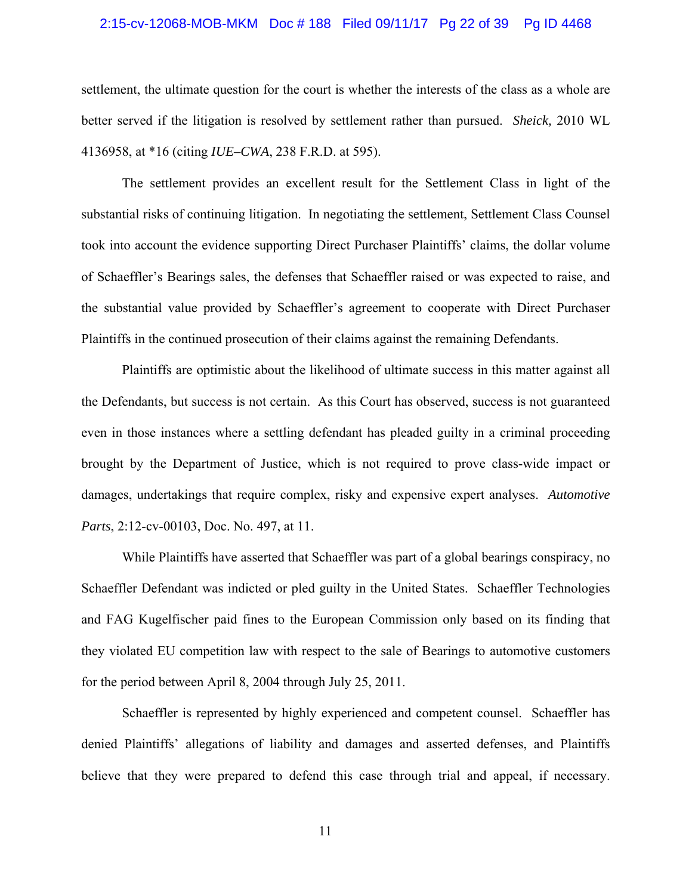settlement, the ultimate question for the court is whether the interests of the class as a whole are better served if the litigation is resolved by settlement rather than pursued. *Sheick,* 2010 WL 4136958, at *16 (citing *IUE–CWA*, 238 F.R.D. at 595).

The settlement provides an excellent result for the Settlement Class in light of the substantial risks of continuing litigation. In negotiating the settlement, Settlement Class Counsel took into account the evidence supporting Direct Purchaser Plaintiffs' claims, the dollar volume of Schaeffler's Bearings sales, the defenses that Schaeffler raised or was expected to raise, and the substantial value provided by Schaeffler's agreement to cooperate with Direct Purchaser Plaintiffs in the continued prosecution of their claims against the remaining Defendants.

Plaintiffs are optimistic about the likelihood of ultimate success in this matter against all the Defendants, but success is not certain. As this Court has observed, success is not guaranteed even in those instances where a settling defendant has pleaded guilty in a criminal proceeding brought by the Department of Justice, which is not required to prove class-wide impact or damages, undertakings that require complex, risky and expensive expert analyses. *Automotive Parts*, 2:12-cv-00103, Doc. No. 497, at 11.

While Plaintiffs have asserted that Schaeffler was part of a global bearings conspiracy, no Schaeffler Defendant was indicted or pled guilty in the United States. Schaeffler Technologies and FAG Kugelfischer paid fines to the European Commission only based on its finding that they violated EU competition law with respect to the sale of Bearings to automotive customers for the period between April 8, 2004 through July 25, 2011.

Schaeffler is represented by highly experienced and competent counsel. Schaeffler has denied Plaintiffs' allegations of liability and damages and asserted defenses, and Plaintiffs believe that they were prepared to defend this case through trial and appeal, if necessary.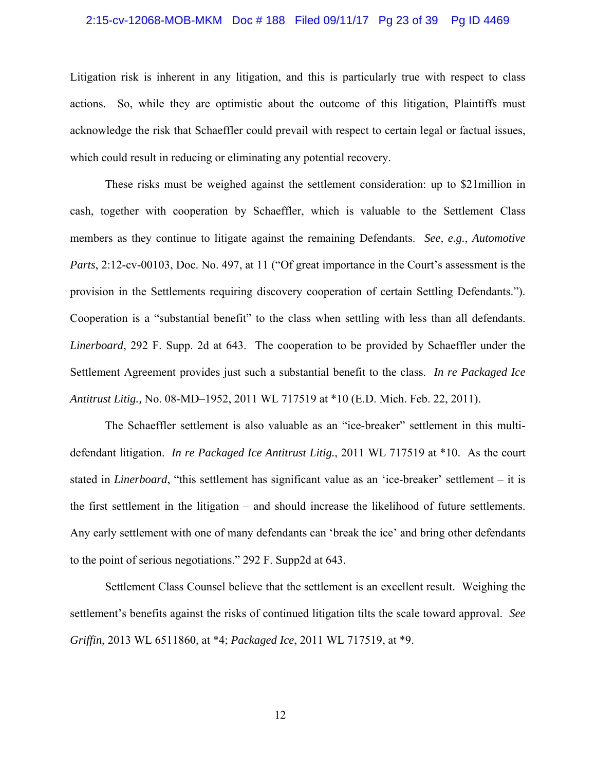Litigation risk is inherent in any litigation, and this is particularly true with respect to class actions. So, while they are optimistic about the outcome of this litigation, Plaintiffs must acknowledge the risk that Schaeffler could prevail with respect to certain legal or factual issues, which could result in reducing or eliminating any potential recovery.

These risks must be weighed against the settlement consideration: up to $21million in cash, together with cooperation by Schaeffler, which is valuable to the Settlement Class members as they continue to litigate against the remaining Defendants. *See, e.g.*, *Automotive Parts*, 2:12-cv-00103, Doc. No. 497, at 11 ("Of great importance in the Court's assessment is the provision in the Settlements requiring discovery cooperation of certain Settling Defendants."). Cooperation is a "substantial benefit" to the class when settling with less than all defendants. *Linerboard*, 292 F. Supp. 2d at 643. The cooperation to be provided by Schaeffler under the Settlement Agreement provides just such a substantial benefit to the class. *In re Packaged Ice Antitrust Litig.,* No. 08-MD–1952, 2011 WL 717519 at *10 (E.D. Mich. Feb. 22, 2011).

The Schaeffler settlement is also valuable as an "ice-breaker" settlement in this multi-defendant litigation. *In re Packaged Ice Antitrust Litig.*, 2011 WL 717519 at *10. As the court stated in *Linerboard*, "this settlement has significant value as an 'ice-breaker' settlement – it is the first settlement in the litigation – and should increase the likelihood of future settlements. Any early settlement with one of many defendants can 'break the ice' and bring other defendants to the point of serious negotiations." 292 F. Supp2d at 643.

Settlement Class Counsel believe that the settlement is an excellent result. Weighing the settlement's benefits against the risks of continued litigation tilts the scale toward approval. *See Griffin*, 2013 WL 6511860, at *4; *Packaged Ice*, 2011 WL 717519, at *9.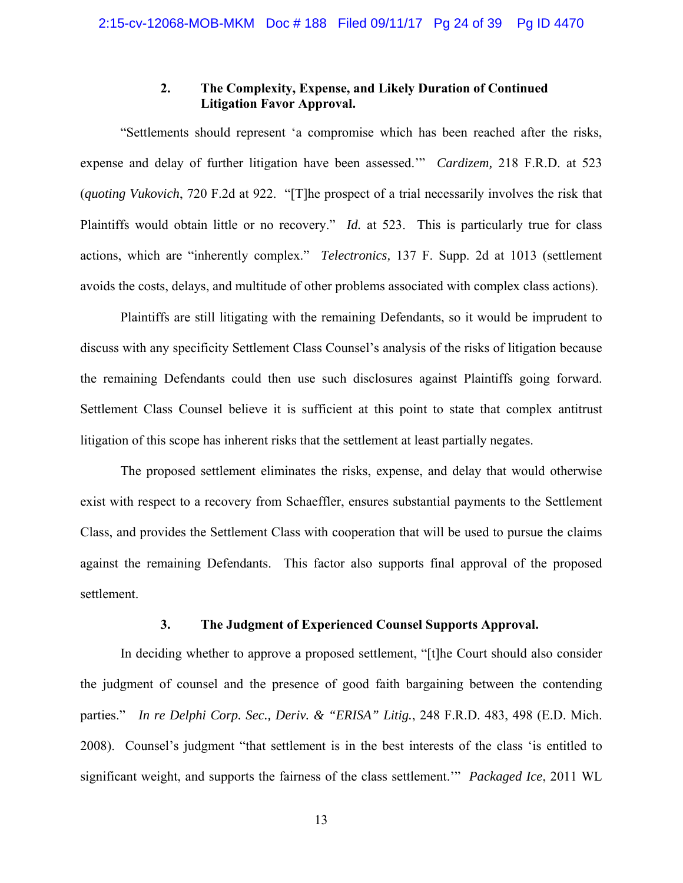### 2. The Complexity, Expense, and Likely Duration of Continued Litigation Favor Approval.

"Settlements should represent 'a compromise which has been reached after the risks, expense and delay of further litigation have been assessed.'" *Cardizem,* 218 F.R.D. at 523 (*quoting Vukovich*, 720 F.2d at 922. "[T]he prospect of a trial necessarily involves the risk that Plaintiffs would obtain little or no recovery." *Id.* at 523. This is particularly true for class actions, which are "inherently complex." *Telectronics,* 137 F. Supp. 2d at 1013 (settlement avoids the costs, delays, and multitude of other problems associated with complex class actions).

Plaintiffs are still litigating with the remaining Defendants, so it would be imprudent to discuss with any specificity Settlement Class Counsel's analysis of the risks of litigation because the remaining Defendants could then use such disclosures against Plaintiffs going forward. Settlement Class Counsel believe it is sufficient at this point to state that complex antitrust litigation of this scope has inherent risks that the settlement at least partially negates.

The proposed settlement eliminates the risks, expense, and delay that would otherwise exist with respect to a recovery from Schaeffler, ensures substantial payments to the Settlement Class, and provides the Settlement Class with cooperation that will be used to pursue the claims against the remaining Defendants. This factor also supports final approval of the proposed settlement.

### 3. The Judgment of Experienced Counsel Supports Approval.

In deciding whether to approve a proposed settlement, "[t]he Court should also consider the judgment of counsel and the presence of good faith bargaining between the contending parties." *In re Delphi Corp. Sec., Deriv. & "ERISA" Litig.*, 248 F.R.D. 483, 498 (E.D. Mich. 2008). Counsel's judgment "that settlement is in the best interests of the class 'is entitled to significant weight, and supports the fairness of the class settlement.'" *Packaged Ice*, 2011 WL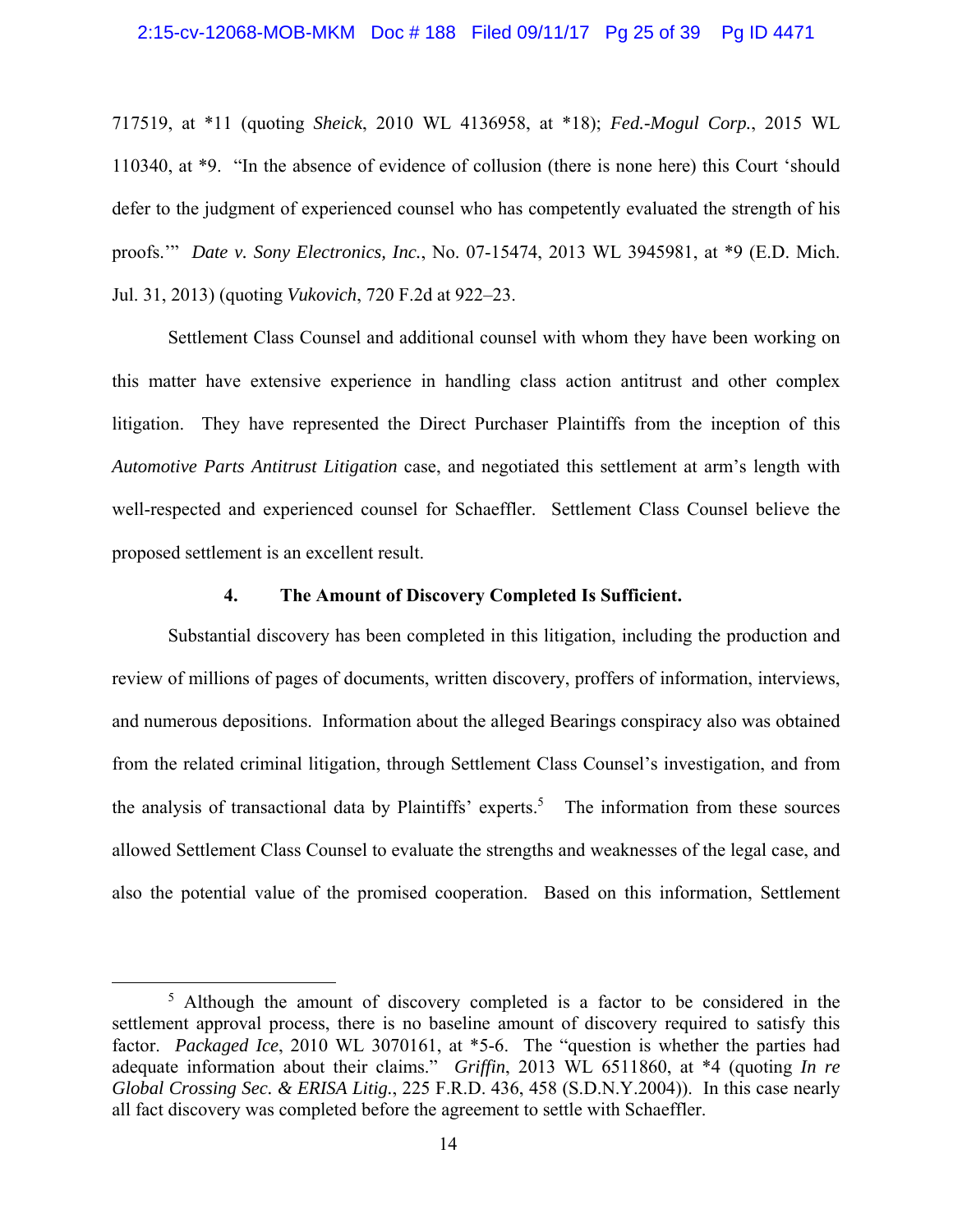717519, at *11 (quoting *Sheick*, 2010 WL 4136958, at *18); *Fed.-Mogul Corp.*, 2015 WL 110340, at *9. "In the absence of evidence of collusion (there is none here) this Court 'should defer to the judgment of experienced counsel who has competently evaluated the strength of his proofs.'" *Date v. Sony Electronics, Inc.*, No. 07-15474, 2013 WL 3945981, at *9 (E.D. Mich. Jul. 31, 2013) (quoting *Vukovich*, 720 F.2d at 922–23.

Settlement Class Counsel and additional counsel with whom they have been working on this matter have extensive experience in handling class action antitrust and other complex litigation. They have represented the Direct Purchaser Plaintiffs from the inception of this *Automotive Parts Antitrust Litigation* case, and negotiated this settlement at arm's length with well-respected and experienced counsel for Schaeffler. Settlement Class Counsel believe the proposed settlement is an excellent result.

**4. The Amount of Discovery Completed Is Sufficient.**

Substantial discovery has been completed in this litigation, including the production and review of millions of pages of documents, written discovery, proffers of information, interviews, and numerous depositions. Information about the alleged Bearings conspiracy also was obtained from the related criminal litigation, through Settlement Class Counsel's investigation, and from the analysis of transactional data by Plaintiffs' experts.[5] The information from these sources allowed Settlement Class Counsel to evaluate the strengths and weaknesses of the legal case, and also the potential value of the promised cooperation. Based on this information, Settlement

---

[5] Although the amount of discovery completed is a factor to be considered in the settlement approval process, there is no baseline amount of discovery required to satisfy this factor. *Packaged Ice*, 2010 WL 3070161, at *5-6. The "question is whether the parties had adequate information about their claims." *Griffin*, 2013 WL 6511860, at *4 (quoting *In re Global Crossing Sec. & ERISA Litig.*, 225 F.R.D. 436, 458 (S.D.N.Y.2004)). In this case nearly all fact discovery was completed before the agreement to settle with Schaeffler.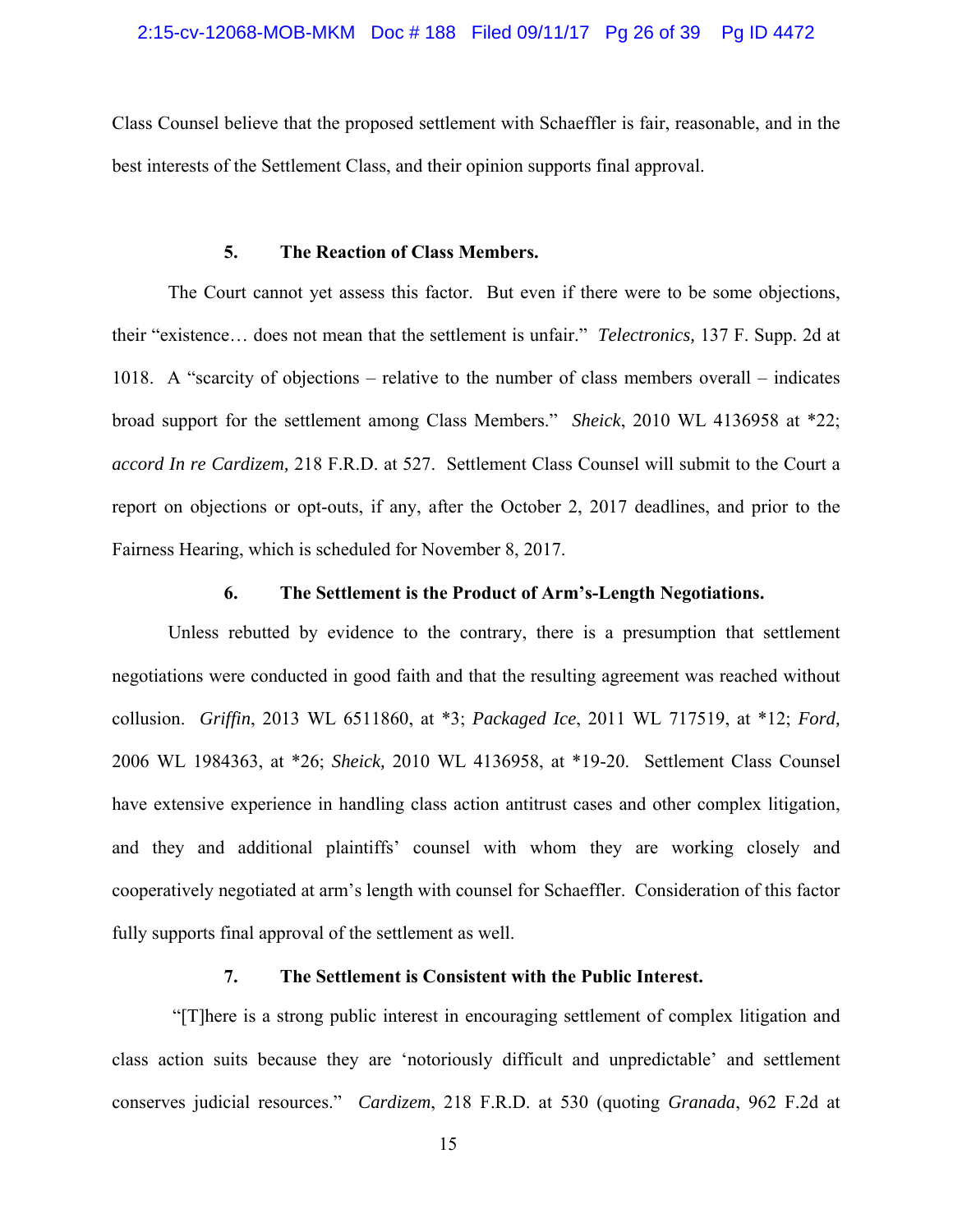Class Counsel believe that the proposed settlement with Schaeffler is fair, reasonable, and in the best interests of the Settlement Class, and their opinion supports final approval.

### 5. The Reaction of Class Members.

The Court cannot yet assess this factor. But even if there were to be some objections, their "existence… does not mean that the settlement is unfair." *Telectronics,* 137 F. Supp. 2d at 1018. A "scarcity of objections – relative to the number of class members overall – indicates broad support for the settlement among Class Members." *Sheick*, 2010 WL 4136958 at *22; *accord In re Cardizem,* 218 F.R.D. at 527. Settlement Class Counsel will submit to the Court a report on objections or opt-outs, if any, after the October 2, 2017 deadlines, and prior to the Fairness Hearing, which is scheduled for November 8, 2017.

### 6. The Settlement is the Product of Arm's-Length Negotiations.

Unless rebutted by evidence to the contrary, there is a presumption that settlement negotiations were conducted in good faith and that the resulting agreement was reached without collusion. *Griffin*, 2013 WL 6511860, at *3; *Packaged Ice*, 2011 WL 717519, at *12; *Ford,* 2006 WL 1984363, at *26; *Sheick,* 2010 WL 4136958, at *19-20. Settlement Class Counsel have extensive experience in handling class action antitrust cases and other complex litigation, and they and additional plaintiffs' counsel with whom they are working closely and cooperatively negotiated at arm's length with counsel for Schaeffler. Consideration of this factor fully supports final approval of the settlement as well.

### 7. The Settlement is Consistent with the Public Interest.

"[T]here is a strong public interest in encouraging settlement of complex litigation and class action suits because they are 'notoriously difficult and unpredictable' and settlement conserves judicial resources." *Cardizem*, 218 F.R.D. at 530 (quoting *Granada*, 962 F.2d at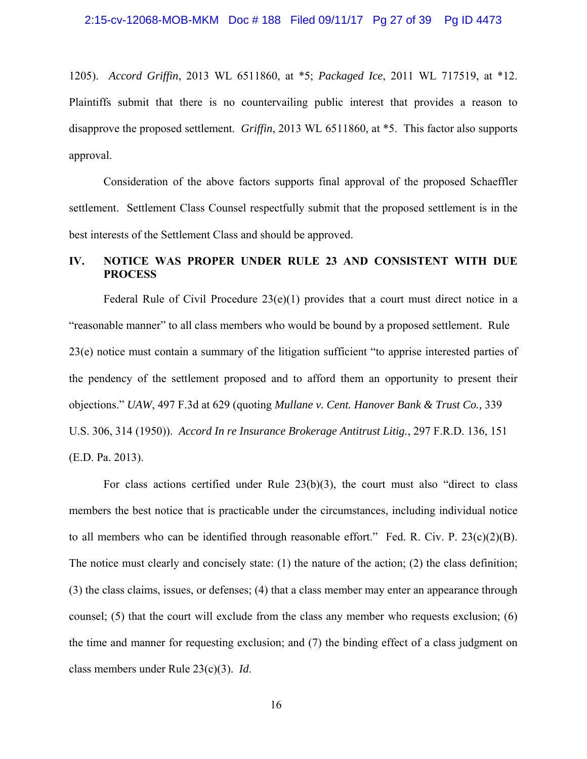1205). *Accord Griffin*, 2013 WL 6511860, at *5; *Packaged Ice*, 2011 WL 717519, at *12. Plaintiffs submit that there is no countervailing public interest that provides a reason to disapprove the proposed settlement. *Griffin*, 2013 WL 6511860, at *5. This factor also supports approval.

Consideration of the above factors supports final approval of the proposed Schaeffler settlement. Settlement Class Counsel respectfully submit that the proposed settlement is in the best interests of the Settlement Class and should be approved.

## IV. NOTICE WAS PROPER UNDER RULE 23 AND CONSISTENT WITH DUE PROCESS

Federal Rule of Civil Procedure 23(e)(1) provides that a court must direct notice in a "reasonable manner" to all class members who would be bound by a proposed settlement. Rule 23(e) notice must contain a summary of the litigation sufficient "to apprise interested parties of the pendency of the settlement proposed and to afford them an opportunity to present their objections." *UAW*, 497 F.3d at 629 (quoting *Mullane v. Cent. Hanover Bank & Trust Co.,* 339 U.S. 306, 314 (1950)). *Accord In re Insurance Brokerage Antitrust Litig.*, 297 F.R.D. 136, 151 (E.D. Pa. 2013).

For class actions certified under Rule 23(b)(3), the court must also "direct to class members the best notice that is practicable under the circumstances, including individual notice to all members who can be identified through reasonable effort." Fed. R. Civ. P. 23(c)(2)(B). The notice must clearly and concisely state: (1) the nature of the action; (2) the class definition; (3) the class claims, issues, or defenses; (4) that a class member may enter an appearance through counsel; (5) that the court will exclude from the class any member who requests exclusion; (6) the time and manner for requesting exclusion; and (7) the binding effect of a class judgment on class members under Rule 23(c)(3). *Id.*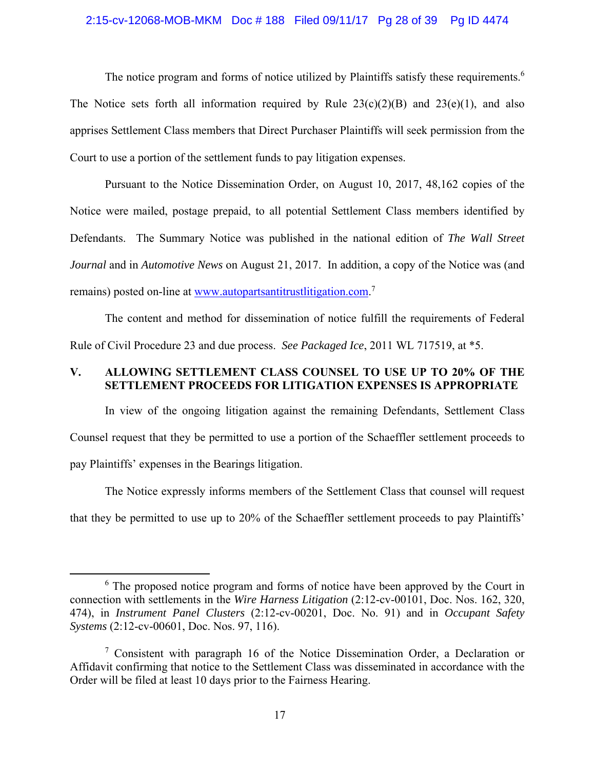The notice program and forms of notice utilized by Plaintiffs satisfy these requirements.[6] The Notice sets forth all information required by Rule 23(c)(2)(B) and 23(e)(1), and also apprises Settlement Class members that Direct Purchaser Plaintiffs will seek permission from the Court to use a portion of the settlement funds to pay litigation expenses.

Pursuant to the Notice Dissemination Order, on August 10, 2017, 48,162 copies of the Notice were mailed, postage prepaid, to all potential Settlement Class members identified by Defendants. The Summary Notice was published in the national edition of *The Wall Street Journal* and in *Automotive News* on August 21, 2017. In addition, a copy of the Notice was (and remains) posted on-line at www.autopartsantitrustlitigation.com.[7]

The content and method for dissemination of notice fulfill the requirements of Federal Rule of Civil Procedure 23 and due process. *See Packaged Ice*, 2011 WL 717519, at *5.

## V. ALLOWING SETTLEMENT CLASS COUNSEL TO USE UP TO 20% OF THE SETTLEMENT PROCEEDS FOR LITIGATION EXPENSES IS APPROPRIATE

In view of the ongoing litigation against the remaining Defendants, Settlement Class Counsel request that they be permitted to use a portion of the Schaeffler settlement proceeds to pay Plaintiffs' expenses in the Bearings litigation.

The Notice expressly informs members of the Settlement Class that counsel will request that they be permitted to use up to 20% of the Schaeffler settlement proceeds to pay Plaintiffs'

---

[6] The proposed notice program and forms of notice have been approved by the Court in connection with settlements in the *Wire Harness Litigation* (2:12-cv-00101, Doc. Nos. 162, 320, 474), in *Instrument Panel Clusters* (2:12-cv-00201, Doc. No. 91) and in *Occupant Safety Systems* (2:12-cv-00601, Doc. Nos. 97, 116).

[7] Consistent with paragraph 16 of the Notice Dissemination Order, a Declaration or Affidavit confirming that notice to the Settlement Class was disseminated in accordance with the Order will be filed at least 10 days prior to the Fairness Hearing.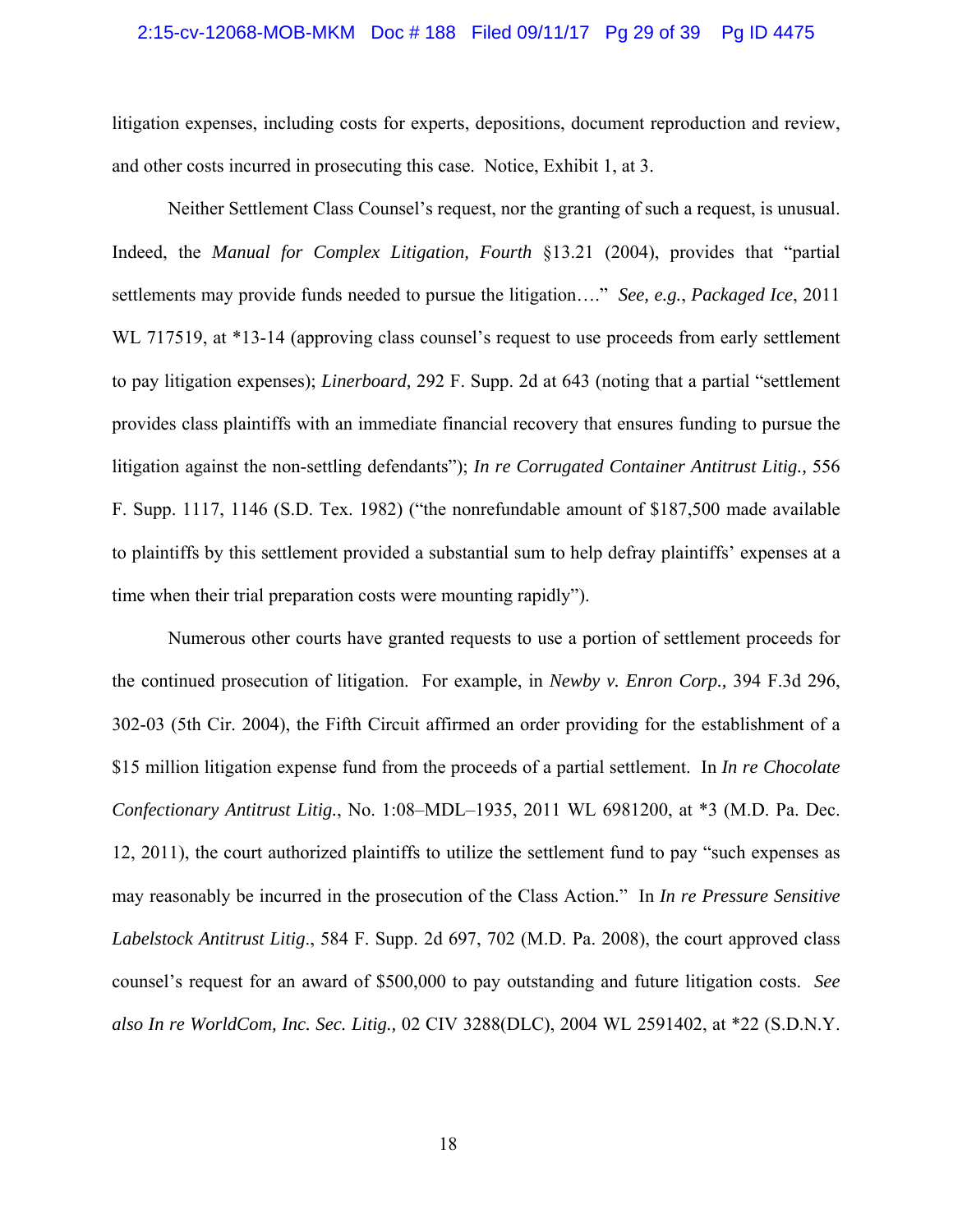litigation expenses, including costs for experts, depositions, document reproduction and review, and other costs incurred in prosecuting this case. Notice, Exhibit 1, at 3.

Neither Settlement Class Counsel's request, nor the granting of such a request, is unusual. Indeed, the *Manual for Complex Litigation, Fourth* §13.21 (2004), provides that "partial settlements may provide funds needed to pursue the litigation…." *See, e.g.*, *Packaged Ice*, 2011 WL 717519, at *13-14 (approving class counsel's request to use proceeds from early settlement to pay litigation expenses); ***Linerboard,*** 292 F. Supp. 2d at 643 (noting that a partial "settlement provides class plaintiffs with an immediate financial recovery that ensures funding to pursue the litigation against the non-settling defendants"); *In re Corrugated Container Antitrust Litig.*, 556 F. Supp. 1117, 1146 (S.D. Tex. 1982) ("the nonrefundable amount of $187,500 made available to plaintiffs by this settlement provided a substantial sum to help defray plaintiffs' expenses at a time when their trial preparation costs were mounting rapidly").

Numerous other courts have granted requests to use a portion of settlement proceeds for the continued prosecution of litigation. For example, in *Newby v. Enron Corp.,* 394 F.3d 296, 302-03 (5th Cir. 2004), the Fifth Circuit affirmed an order providing for the establishment of a $15 million litigation expense fund from the proceeds of a partial settlement. In *In re Chocolate Confectionary Antitrust Litig.*, No. 1:08–MDL–1935, 2011 WL 6981200, at *3 (M.D. Pa. Dec. 12, 2011), the court authorized plaintiffs to utilize the settlement fund to pay "such expenses as may reasonably be incurred in the prosecution of the Class Action." In *In re Pressure Sensitive Labelstock Antitrust Litig*., 584 F. Supp. 2d 697, 702 (M.D. Pa. 2008), the court approved class counsel's request for an award of $500,000 to pay outstanding and future litigation costs. *See also In re WorldCom, Inc. Sec. Litig.,* 02 CIV 3288(DLC), 2004 WL 2591402, at *22 (S.D.N.Y.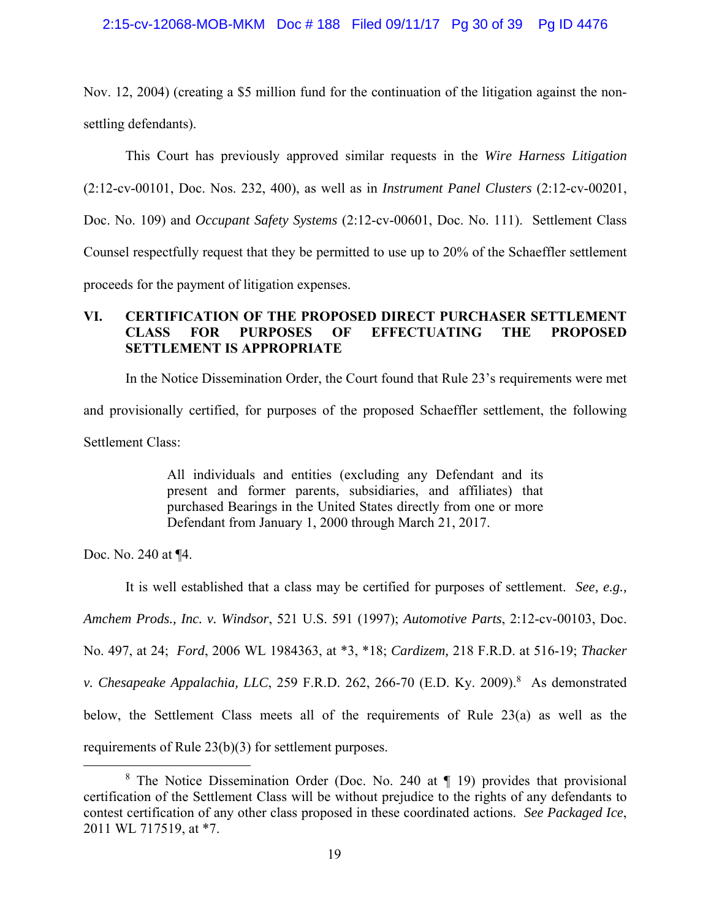Nov. 12, 2004) (creating a $5 million fund for the continuation of the litigation against the non-settling defendants).

This Court has previously approved similar requests in the *Wire Harness Litigation* (2:12-cv-00101, Doc. Nos. 232, 400), as well as in *Instrument Panel Clusters* (2:12-cv-00201, Doc. No. 109) and *Occupant Safety Systems* (2:12-cv-00601, Doc. No. 111). Settlement Class Counsel respectfully request that they be permitted to use up to 20% of the Schaeffler settlement proceeds for the payment of litigation expenses.

## VI. CERTIFICATION OF THE PROPOSED DIRECT PURCHASER SETTLEMENT CLASS FOR PURPOSES OF EFFECTUATING THE PROPOSED SETTLEMENT IS APPROPRIATE

In the Notice Dissemination Order, the Court found that Rule 23's requirements were met and provisionally certified, for purposes of the proposed Schaeffler settlement, the following Settlement Class:

> All individuals and entities (excluding any Defendant and its present and former parents, subsidiaries, and affiliates) that purchased Bearings in the United States directly from one or more Defendant from January 1, 2000 through March 21, 2017.

Doc. No. 240 at ¶4.

It is well established that a class may be certified for purposes of settlement. *See, e.g., Amchem Prods., Inc. v. Windsor*, 521 U.S. 591 (1997); *Automotive Parts*, 2:12-cv-00103, Doc. No. 497, at 24; *Ford*, 2006 WL 1984363, at *3, *18; *Cardizem,* 218 F.R.D. at 516-19; *Thacker v. Chesapeake Appalachia, LLC*, 259 F.R.D. 262, 266-70 (E.D. Ky. 2009).[8] As demonstrated below, the Settlement Class meets all of the requirements of Rule 23(a) as well as the requirements of Rule 23(b)(3) for settlement purposes.

---

[8] The Notice Dissemination Order (Doc. No. 240 at ¶ 19) provides that provisional certification of the Settlement Class will be without prejudice to the rights of any defendants to contest certification of any other class proposed in these coordinated actions. *See Packaged Ice*, 2011 WL 717519, at *7.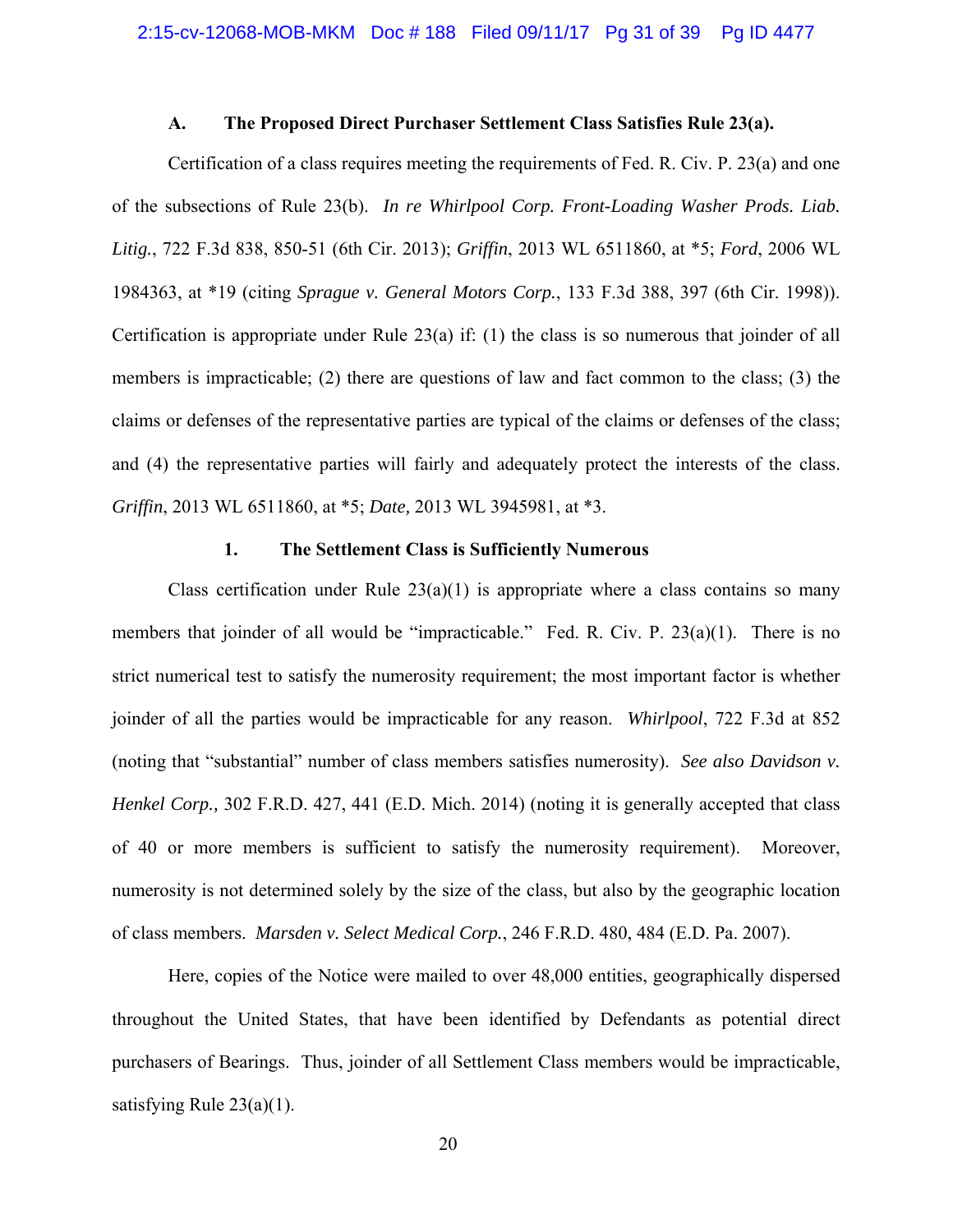### A. The Proposed Direct Purchaser Settlement Class Satisfies Rule 23(a).

Certification of a class requires meeting the requirements of Fed. R. Civ. P. 23(a) and one of the subsections of Rule 23(b). *In re Whirlpool Corp. Front-Loading Washer Prods. Liab. Litig.*, 722 F.3d 838, 850-51 (6th Cir. 2013); *Griffin*, 2013 WL 6511860, at *5; *Ford*, 2006 WL 1984363, at *19 (citing *Sprague v. General Motors Corp.*, 133 F.3d 388, 397 (6th Cir. 1998)). Certification is appropriate under Rule 23(a) if: (1) the class is so numerous that joinder of all members is impracticable; (2) there are questions of law and fact common to the class; (3) the claims or defenses of the representative parties are typical of the claims or defenses of the class; and (4) the representative parties will fairly and adequately protect the interests of the class. *Griffin*, 2013 WL 6511860, at *5; *Date,* 2013 WL 3945981, at *3.

#### 1. The Settlement Class is Sufficiently Numerous

Class certification under Rule 23(a)(1) is appropriate where a class contains so many members that joinder of all would be "impracticable." Fed. R. Civ. P. 23(a)(1). There is no strict numerical test to satisfy the numerosity requirement; the most important factor is whether joinder of all the parties would be impracticable for any reason. *Whirlpool*, 722 F.3d at 852 (noting that "substantial" number of class members satisfies numerosity). *See also Davidson v. Henkel Corp.,* 302 F.R.D. 427, 441 (E.D. Mich. 2014) (noting it is generally accepted that class of 40 or more members is sufficient to satisfy the numerosity requirement). Moreover, numerosity is not determined solely by the size of the class, but also by the geographic location of class members. *Marsden v. Select Medical Corp.*, 246 F.R.D. 480, 484 (E.D. Pa. 2007).

Here, copies of the Notice were mailed to over 48,000 entities, geographically dispersed throughout the United States, that have been identified by Defendants as potential direct purchasers of Bearings. Thus, joinder of all Settlement Class members would be impracticable, satisfying Rule 23(a)(1).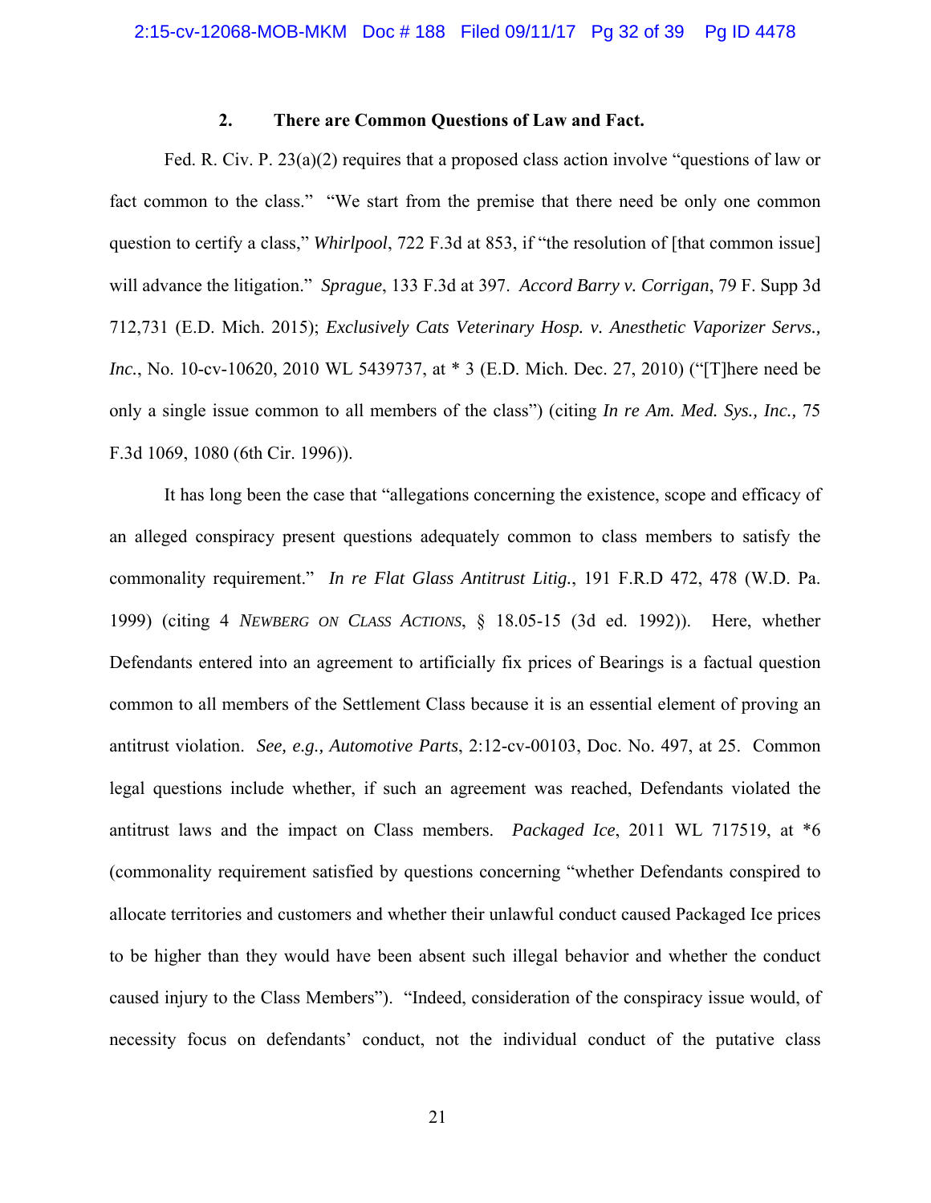### 2. There are Common Questions of Law and Fact.

Fed. R. Civ. P. 23(a)(2) requires that a proposed class action involve "questions of law or fact common to the class." "We start from the premise that there need be only one common question to certify a class," *Whirlpool*, 722 F.3d at 853, if "the resolution of [that common issue] will advance the litigation." *Sprague*, 133 F.3d at 397. *Accord Barry v. Corrigan*, 79 F. Supp 3d 712,731 (E.D. Mich. 2015); *Exclusively Cats Veterinary Hosp. v. Anesthetic Vaporizer Servs., Inc.*, No. 10-cv-10620, 2010 WL 5439737, at * 3 (E.D. Mich. Dec. 27, 2010) ("[T]here need be only a single issue common to all members of the class") (citing *In re Am. Med. Sys., Inc.,* 75 F.3d 1069, 1080 (6th Cir. 1996)).

It has long been the case that "allegations concerning the existence, scope and efficacy of an alleged conspiracy present questions adequately common to class members to satisfy the commonality requirement." *In re Flat Glass Antitrust Litig.*, 191 F.R.D 472, 478 (W.D. Pa. 1999) (citing 4 *Newberg on Class Actions*, § 18.05-15 (3d ed. 1992)). Here, whether Defendants entered into an agreement to artificially fix prices of Bearings is a factual question common to all members of the Settlement Class because it is an essential element of proving an antitrust violation. *See, e.g., Automotive Parts*, 2:12-cv-00103, Doc. No. 497, at 25. Common legal questions include whether, if such an agreement was reached, Defendants violated the antitrust laws and the impact on Class members. *Packaged Ice*, 2011 WL 717519, at *6 (commonality requirement satisfied by questions concerning "whether Defendants conspired to allocate territories and customers and whether their unlawful conduct caused Packaged Ice prices to be higher than they would have been absent such illegal behavior and whether the conduct caused injury to the Class Members"). "Indeed, consideration of the conspiracy issue would, of necessity focus on defendants' conduct, not the individual conduct of the putative class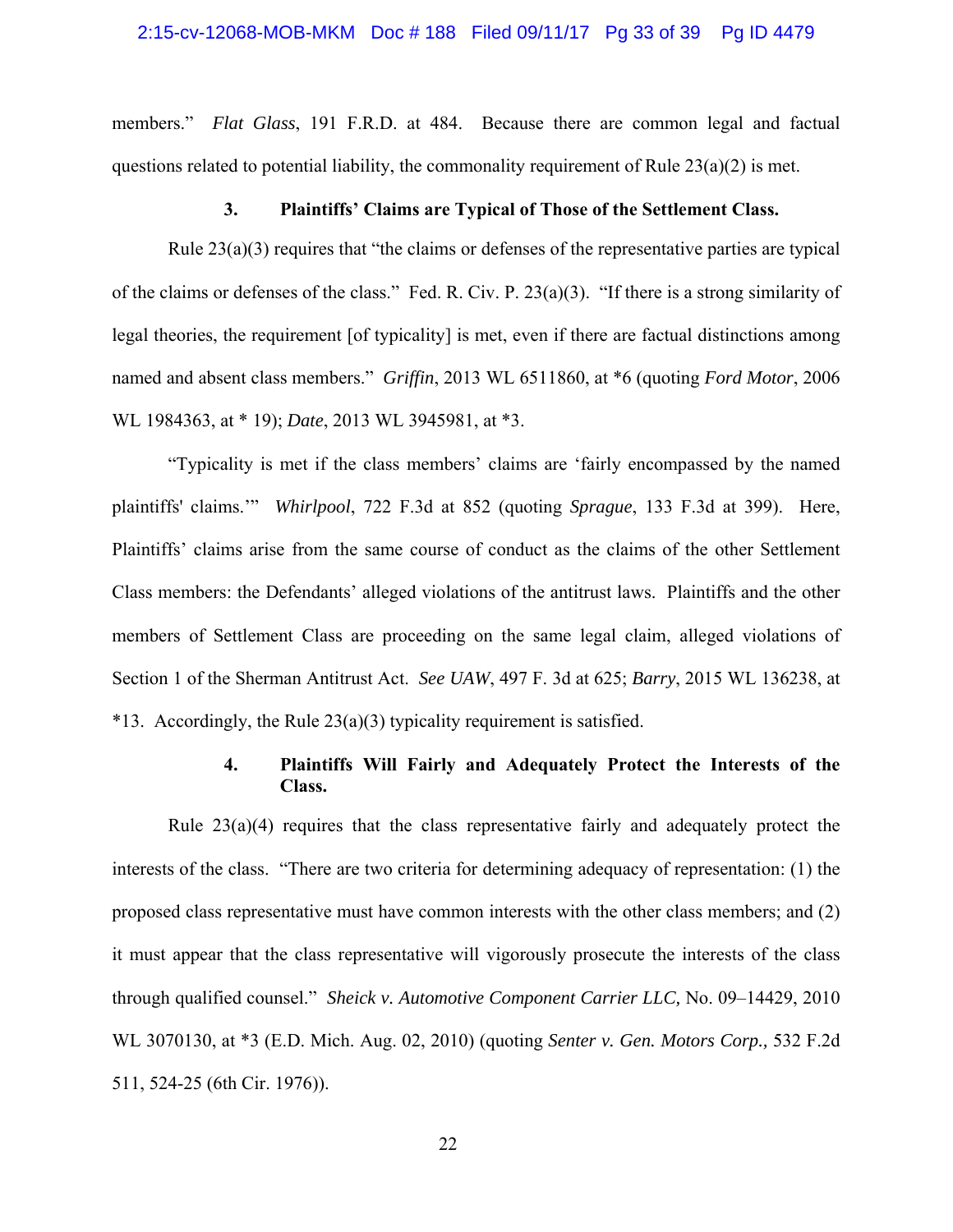members." *Flat Glass*, 191 F.R.D. at 484. Because there are common legal and factual questions related to potential liability, the commonality requirement of Rule 23(a)(2) is met.

### 3. Plaintiffs' Claims are Typical of Those of the Settlement Class.

Rule 23(a)(3) requires that "the claims or defenses of the representative parties are typical of the claims or defenses of the class." Fed. R. Civ. P. 23(a)(3). "If there is a strong similarity of legal theories, the requirement [of typicality] is met, even if there are factual distinctions among named and absent class members." *Griffin*, 2013 WL 6511860, at *6 (quoting *Ford Motor*, 2006 WL 1984363, at * 19); *Date*, 2013 WL 3945981, at *3.

"Typicality is met if the class members' claims are 'fairly encompassed by the named plaintiffs' claims.'" *Whirlpool*, 722 F.3d at 852 (quoting *Sprague*, 133 F.3d at 399). Here, Plaintiffs' claims arise from the same course of conduct as the claims of the other Settlement Class members: the Defendants' alleged violations of the antitrust laws. Plaintiffs and the other members of Settlement Class are proceeding on the same legal claim, alleged violations of Section 1 of the Sherman Antitrust Act. *See UAW*, 497 F. 3d at 625; *Barry*, 2015 WL 136238, at *13. Accordingly, the Rule 23(a)(3) typicality requirement is satisfied.

### 4. Plaintiffs Will Fairly and Adequately Protect the Interests of the Class.

Rule 23(a)(4) requires that the class representative fairly and adequately protect the interests of the class. "There are two criteria for determining adequacy of representation: (1) the proposed class representative must have common interests with the other class members; and (2) it must appear that the class representative will vigorously prosecute the interests of the class through qualified counsel." *Sheick v. Automotive Component Carrier LLC,* No. 09–14429, 2010 WL 3070130, at *3 (E.D. Mich. Aug. 02, 2010) (quoting *Senter v. Gen. Motors Corp.,* 532 F.2d 511, 524-25 (6th Cir. 1976)).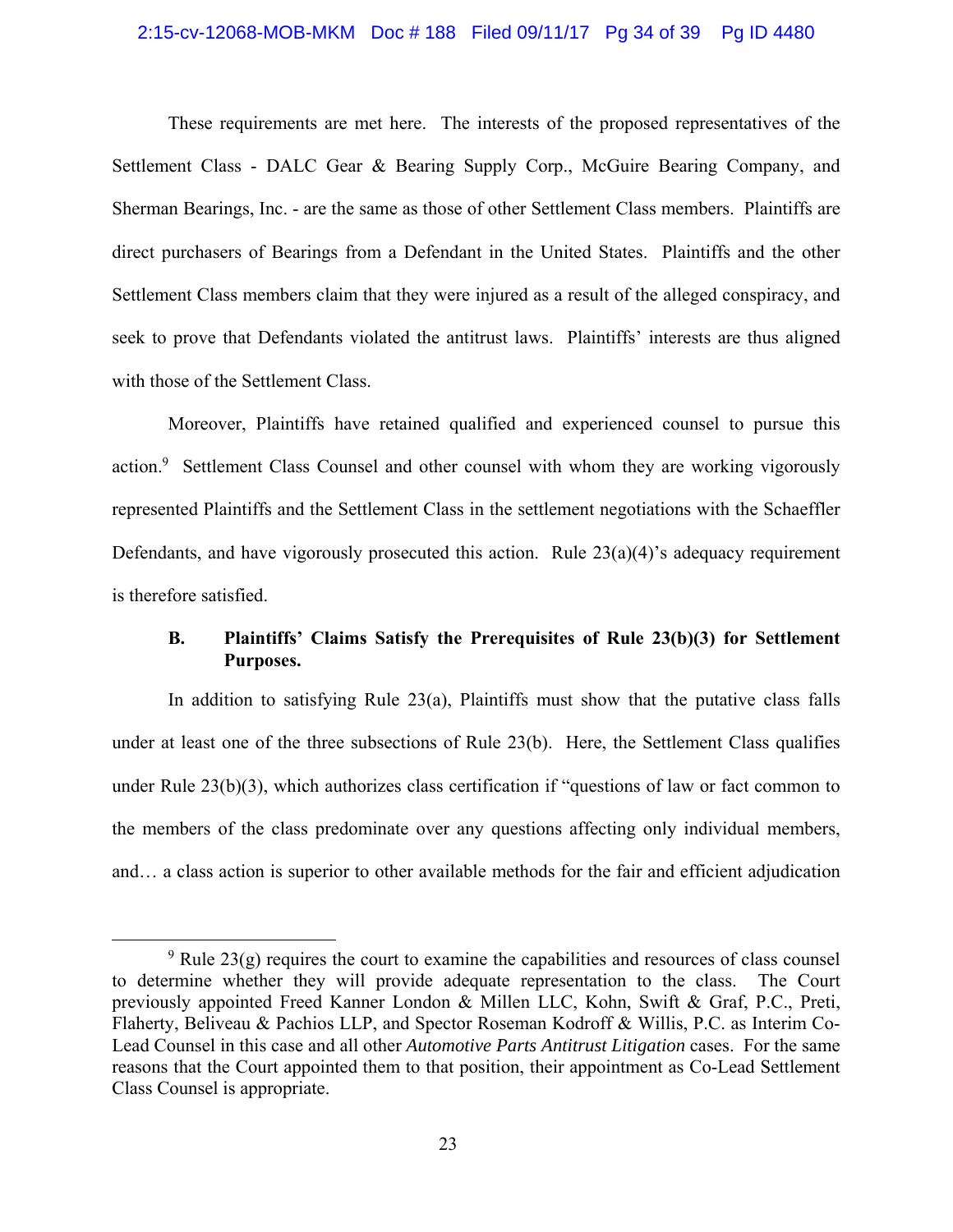These requirements are met here. The interests of the proposed representatives of the Settlement Class - DALC Gear & Bearing Supply Corp., McGuire Bearing Company, and Sherman Bearings, Inc. - are the same as those of other Settlement Class members. Plaintiffs are direct purchasers of Bearings from a Defendant in the United States. Plaintiffs and the other Settlement Class members claim that they were injured as a result of the alleged conspiracy, and seek to prove that Defendants violated the antitrust laws. Plaintiffs' interests are thus aligned with those of the Settlement Class.

Moreover, Plaintiffs have retained qualified and experienced counsel to pursue this action.[9] Settlement Class Counsel and other counsel with whom they are working vigorously represented Plaintiffs and the Settlement Class in the settlement negotiations with the Schaeffler Defendants, and have vigorously prosecuted this action. Rule 23(a)(4)'s adequacy requirement is therefore satisfied.

### B. Plaintiffs' Claims Satisfy the Prerequisites of Rule 23(b)(3) for Settlement Purposes.

In addition to satisfying Rule 23(a), Plaintiffs must show that the putative class falls under at least one of the three subsections of Rule 23(b). Here, the Settlement Class qualifies under Rule 23(b)(3), which authorizes class certification if "questions of law or fact common to the members of the class predominate over any questions affecting only individual members, and… a class action is superior to other available methods for the fair and efficient adjudication

---

[9] Rule 23(g) requires the court to examine the capabilities and resources of class counsel to determine whether they will provide adequate representation to the class. The Court previously appointed Freed Kanner London & Millen LLC, Kohn, Swift & Graf, P.C., Preti, Flaherty, Beliveau & Pachios LLP, and Spector Roseman Kodroff & Willis, P.C. as Interim Co-Lead Counsel in this case and all other *Automotive Parts Antitrust Litigation* cases. For the same reasons that the Court appointed them to that position, their appointment as Co-Lead Settlement Class Counsel is appropriate.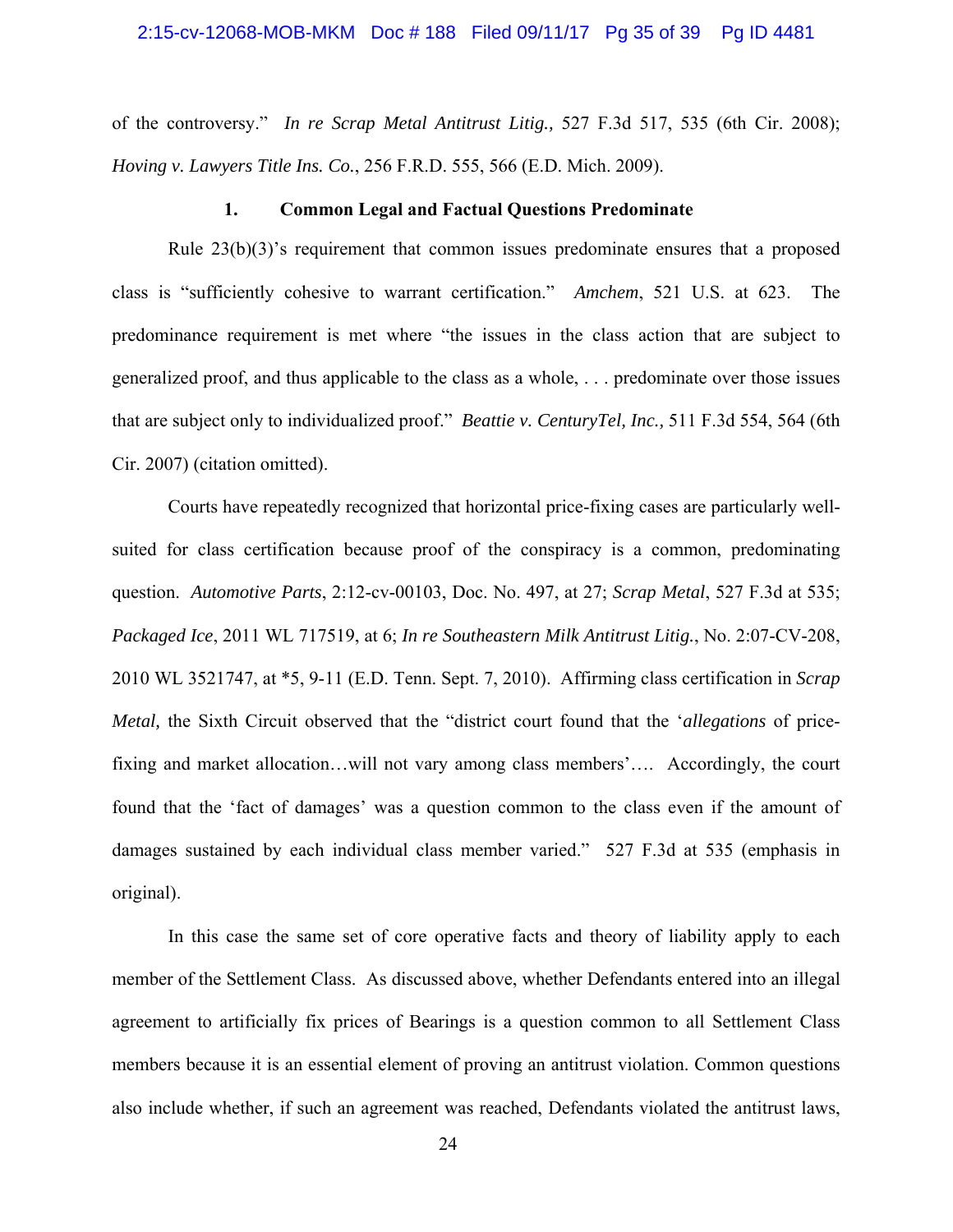of the controversy." *In re Scrap Metal Antitrust Litig.,* 527 F.3d 517, 535 (6th Cir. 2008); *Hoving v. Lawyers Title Ins. Co.*, 256 F.R.D. 555, 566 (E.D. Mich. 2009).

### 1. Common Legal and Factual Questions Predominate

Rule 23(b)(3)'s requirement that common issues predominate ensures that a proposed class is "sufficiently cohesive to warrant certification." *Amchem*, 521 U.S. at 623. The predominance requirement is met where "the issues in the class action that are subject to generalized proof, and thus applicable to the class as a whole, . . . predominate over those issues that are subject only to individualized proof." *Beattie v. CenturyTel, Inc.,* 511 F.3d 554, 564 (6th Cir. 2007) (citation omitted).

Courts have repeatedly recognized that horizontal price-fixing cases are particularly well-suited for class certification because proof of the conspiracy is a common, predominating question. *Automotive Parts*, 2:12-cv-00103, Doc. No. 497, at 27; *Scrap Metal*, 527 F.3d at 535; *Packaged Ice*, 2011 WL 717519, at 6; *In re Southeastern Milk Antitrust Litig.*, No. 2:07-CV-208, 2010 WL 3521747, at *5, 9-11 (E.D. Tenn. Sept. 7, 2010). Affirming class certification in *Scrap Metal,* the Sixth Circuit observed that the "district court found that the '*allegations* of price-fixing and market allocation…will not vary among class members'…. Accordingly, the court found that the 'fact of damages' was a question common to the class even if the amount of damages sustained by each individual class member varied." 527 F.3d at 535 (emphasis in original).

In this case the same set of core operative facts and theory of liability apply to each member of the Settlement Class. As discussed above, whether Defendants entered into an illegal agreement to artificially fix prices of Bearings is a question common to all Settlement Class members because it is an essential element of proving an antitrust violation. Common questions also include whether, if such an agreement was reached, Defendants violated the antitrust laws,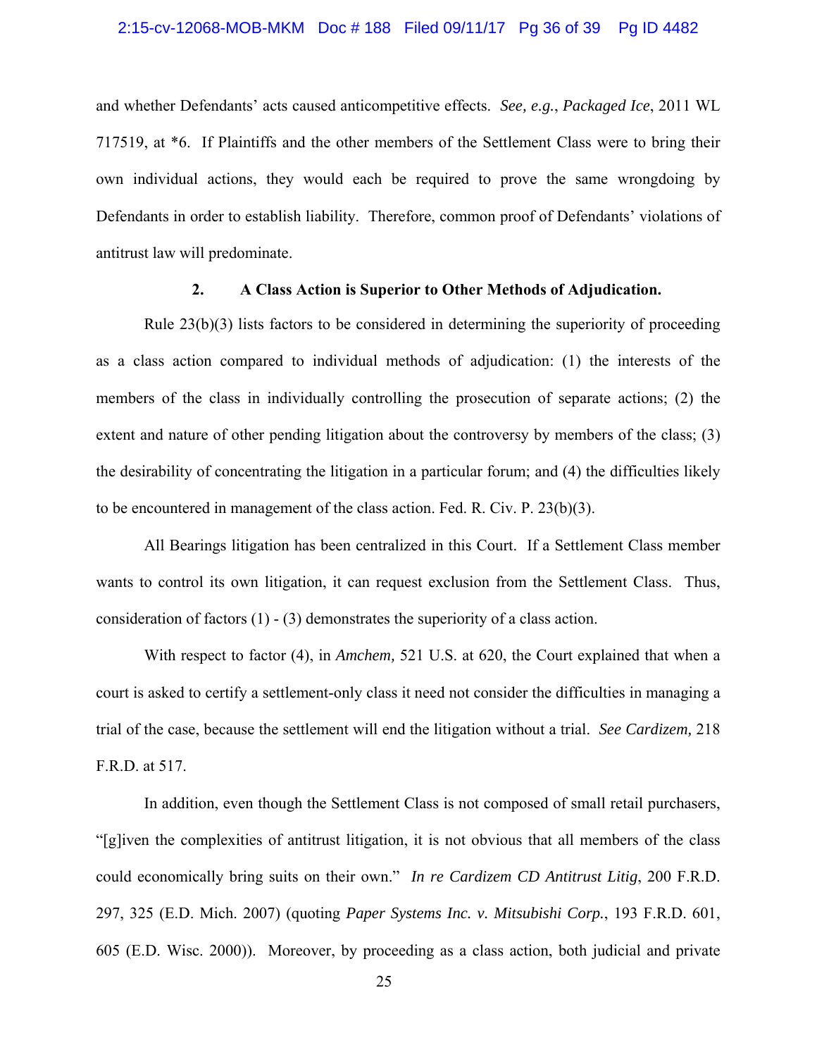and whether Defendants' acts caused anticompetitive effects. *See, e.g.*, *Packaged Ice*, 2011 WL 717519, at *6. If Plaintiffs and the other members of the Settlement Class were to bring their own individual actions, they would each be required to prove the same wrongdoing by Defendants in order to establish liability. Therefore, common proof of Defendants' violations of antitrust law will predominate.

### 2. A Class Action is Superior to Other Methods of Adjudication.

Rule 23(b)(3) lists factors to be considered in determining the superiority of proceeding as a class action compared to individual methods of adjudication: (1) the interests of the members of the class in individually controlling the prosecution of separate actions; (2) the extent and nature of other pending litigation about the controversy by members of the class; (3) the desirability of concentrating the litigation in a particular forum; and (4) the difficulties likely to be encountered in management of the class action. Fed. R. Civ. P. 23(b)(3).

All Bearings litigation has been centralized in this Court. If a Settlement Class member wants to control its own litigation, it can request exclusion from the Settlement Class. Thus, consideration of factors (1) - (3) demonstrates the superiority of a class action.

With respect to factor (4), in *Amchem,* 521 U.S. at 620, the Court explained that when a court is asked to certify a settlement-only class it need not consider the difficulties in managing a trial of the case, because the settlement will end the litigation without a trial. *See Cardizem,* 218 F.R.D. at 517.

In addition, even though the Settlement Class is not composed of small retail purchasers, "[g]iven the complexities of antitrust litigation, it is not obvious that all members of the class could economically bring suits on their own." *In re Cardizem CD Antitrust Litig*, 200 F.R.D. 297, 325 (E.D. Mich. 2007) (quoting *Paper Systems Inc. v. Mitsubishi Corp.*, 193 F.R.D. 601, 605 (E.D. Wisc. 2000)). Moreover, by proceeding as a class action, both judicial and private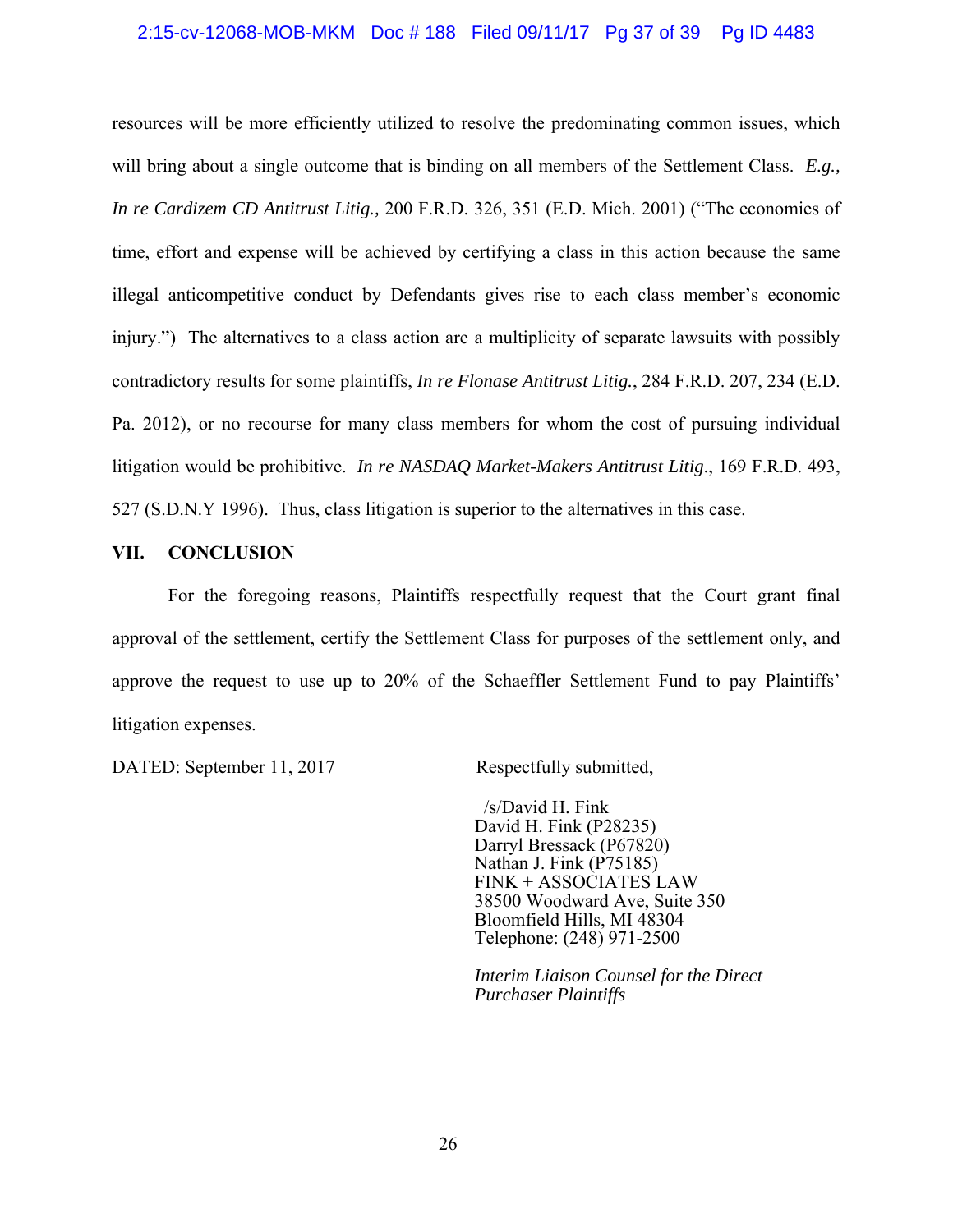resources will be more efficiently utilized to resolve the predominating common issues, which will bring about a single outcome that is binding on all members of the Settlement Class. *E.g., In re Cardizem CD Antitrust Litig.,* 200 F.R.D. 326, 351 (E.D. Mich. 2001) ("The economies of time, effort and expense will be achieved by certifying a class in this action because the same illegal anticompetitive conduct by Defendants gives rise to each class member's economic injury.") The alternatives to a class action are a multiplicity of separate lawsuits with possibly contradictory results for some plaintiffs, *In re Flonase Antitrust Litig.*, 284 F.R.D. 207, 234 (E.D. Pa. 2012), or no recourse for many class members for whom the cost of pursuing individual litigation would be prohibitive. *In re NASDAQ Market-Makers Antitrust Litig*., 169 F.R.D. 493, 527 (S.D.N.Y 1996). Thus, class litigation is superior to the alternatives in this case.

## VII. CONCLUSION

For the foregoing reasons, Plaintiffs respectfully request that the Court grant final approval of the settlement, certify the Settlement Class for purposes of the settlement only, and approve the request to use up to 20% of the Schaeffler Settlement Fund to pay Plaintiffs' litigation expenses.

DATED: September 11, 2017

Respectfully submitted,

/s/David H. Fink
David H. Fink (P28235)
Darryl Bressack (P67820)
Nathan J. Fink (P75185)
FINK + ASSOCIATES LAW
38500 Woodward Ave, Suite 350
Bloomfield Hills, MI 48304
Telephone: (248) 971-2500

*Interim Liaison Counsel for the Direct Purchaser Plaintiffs*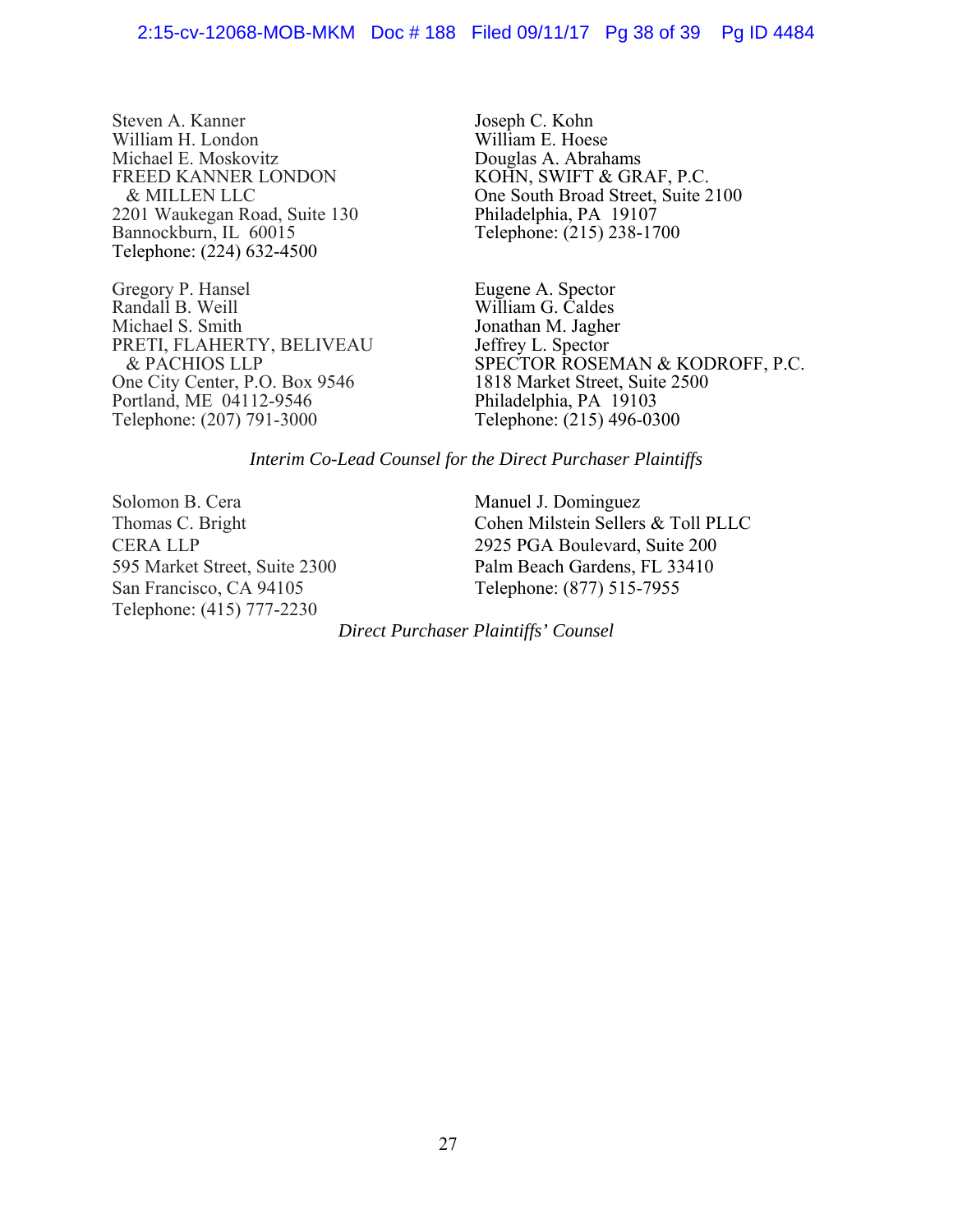Steven A. Kanner
William H. London
Michael E. Moskovitz
FREED KANNER LONDON
& MILLEN LLC
2201 Waukegan Road, Suite 130
Bannockburn, IL 60015
Telephone: (224) 632-4500

Joseph C. Kohn
William E. Hoese
Douglas A. Abrahams
KOHN, SWIFT & GRAF, P.C.
One South Broad Street, Suite 2100
Philadelphia, PA 19107
Telephone: (215) 238-1700

Gregory P. Hansel
Randall B. Weill
Michael S. Smith
PRETI, FLAHERTY, BELIVEAU
& PACHIOS LLP
One City Center, P.O. Box 9546
Portland, ME 04112-9546
Telephone: (207) 791-3000

Eugene A. Spector
William G. Caldes
Jonathan M. Jagher
Jeffrey L. Spector
SPECTOR ROSEMAN & KODROFF, P.C.
1818 Market Street, Suite 2500
Philadelphia, PA 19103
Telephone: (215) 496-0300

*Interim Co-Lead Counsel for the Direct Purchaser Plaintiffs*

Solomon B. Cera
Thomas C. Bright
CERA LLP
595 Market Street, Suite 2300
San Francisco, CA 94105
Telephone: (415) 777-2230

Manuel J. Dominguez
Cohen Milstein Sellers & Toll PLLC
2925 PGA Boulevard, Suite 200
Palm Beach Gardens, FL 33410
Telephone: (877) 515-7955

*Direct Purchaser Plaintiffs' Counsel*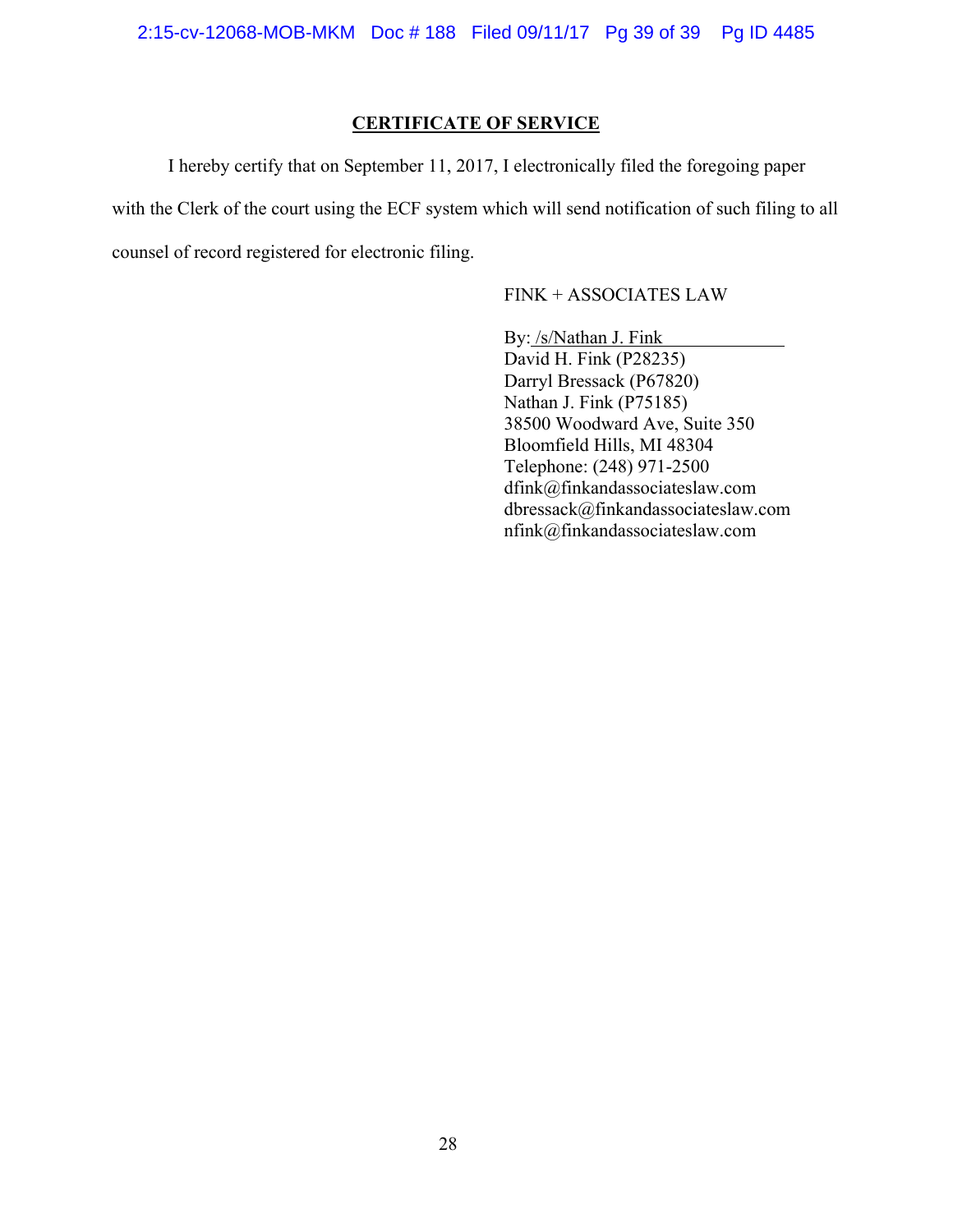## CERTIFICATE OF SERVICE

I hereby certify that on September 11, 2017, I electronically filed the foregoing paper with the Clerk of the court using the ECF system which will send notification of such filing to all counsel of record registered for electronic filing.

FINK + ASSOCIATES LAW

By: /s/Nathan J. Fink
David H. Fink (P28235)
Darryl Bressack (P67820)
Nathan J. Fink (P75185)
38500 Woodward Ave, Suite 350
Bloomfield Hills, MI 48304
Telephone: (248) 971-2500
dfink@finkandassociateslaw.com
dbressack@finkandassociateslaw.com
nfink@finkandassociateslaw.com